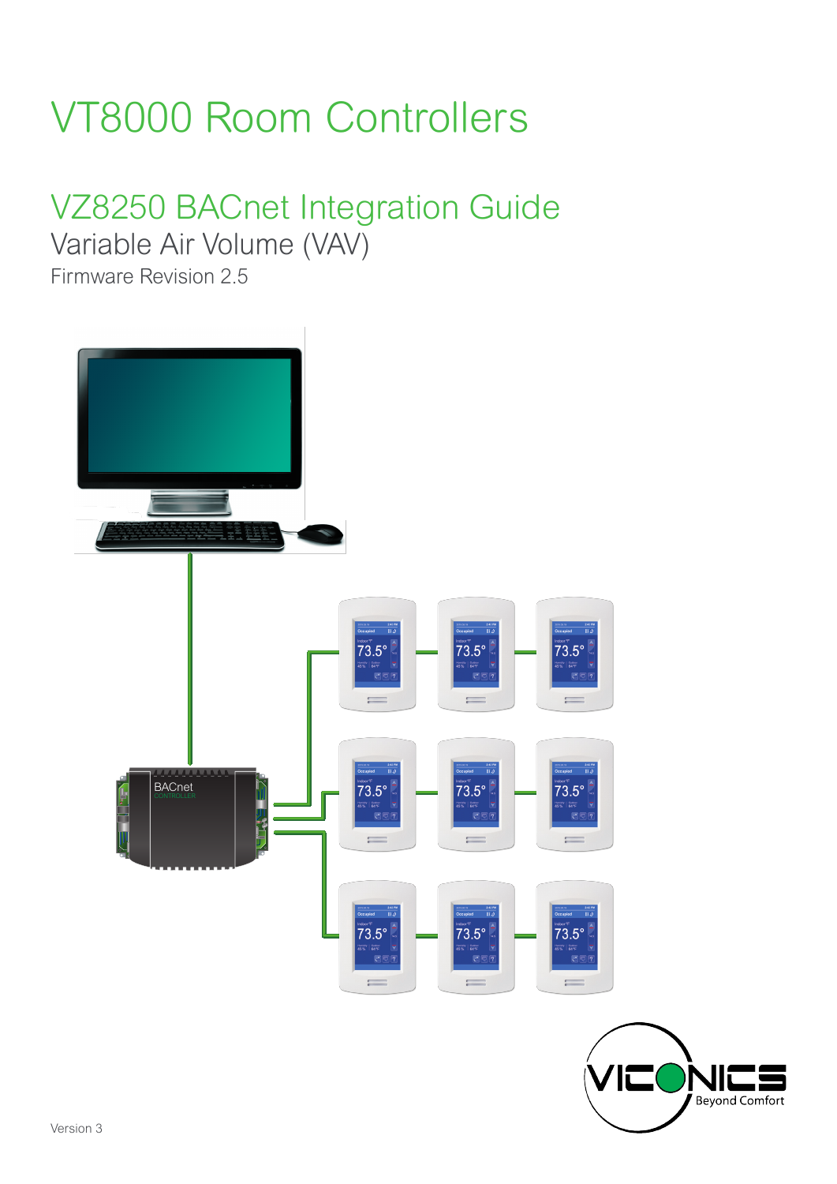# VT8000 Room Controllers

## VZ8250 BACnet Integration Guide

Variable Air Volume (VAV)

Firmware Revision 2.5

Version 3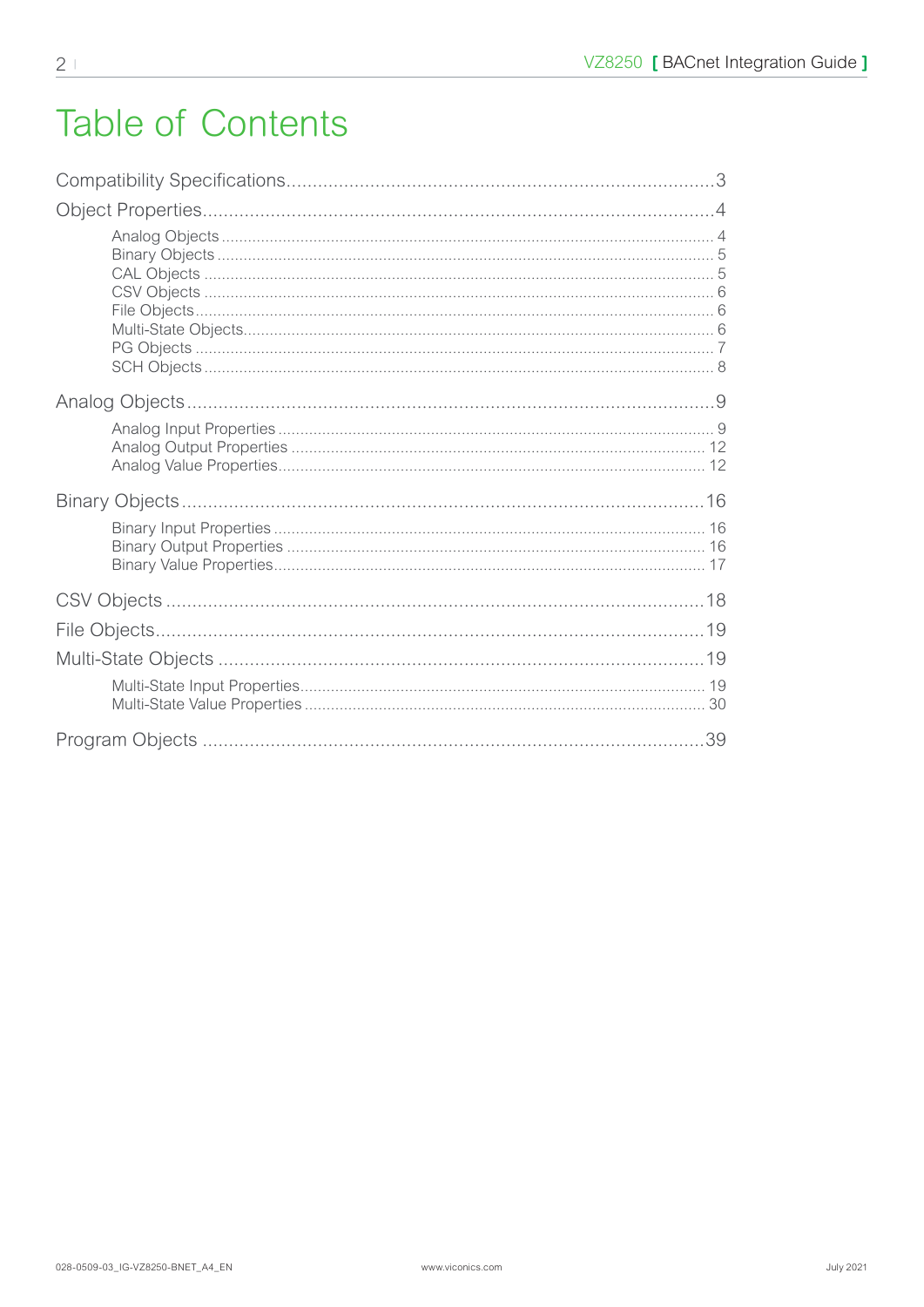# Table of Contents

Compatibility Specifications.....3

Object Properties.....4

- Analog Objects.....4
- Binary Objects.....5
- CAL Objects.....5
- CSV Objects.....6
- File Objects.....6
- Multi-State Objects.....6
- PG Objects.....7
- SCH Objects.....8

Analog Objects.....9

- Analog Input Properties.....9
- Analog Output Properties.....12
- Analog Value Properties.....12

Binary Objects.....16

- Binary Input Properties.....16
- Binary Output Properties.....16
- Binary Value Properties.....17

CSV Objects.....18

File Objects.....19

Multi-State Objects.....19

- Multi-State Input Properties.....19
- Multi-State Value Properties.....30

Program Objects.....39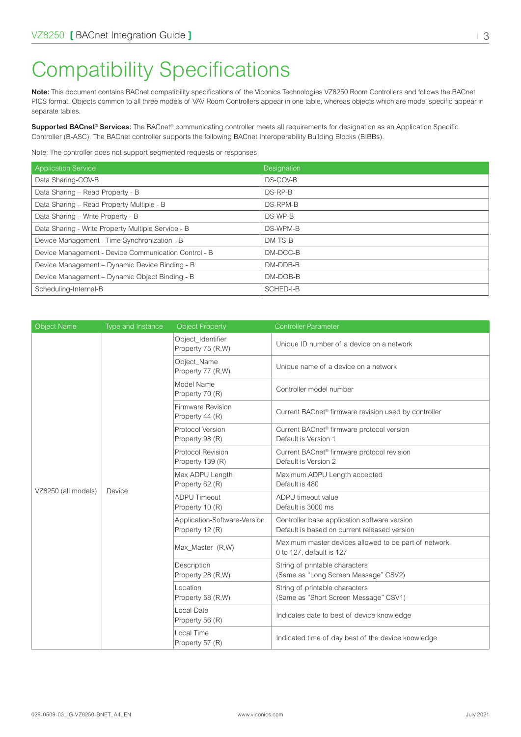# Compatibility Specifications

**Note:** This document contains BACnet compatibility specifications of the Viconics Technologies VZ8250 Room Controllers and follows the BACnet PICS format. Objects common to all three models of VAV Room Controllers appear in one table, whereas objects which are model specific appear in separate tables.

**Supported BACnet® Services:** The BACnet® communicating controller meets all requirements for designation as an Application Specific Controller (B-ASC). The BACnet controller supports the following BACnet Interoperability Building Blocks (BIBBs).

Note: The controller does not support segmented requests or responses

| Application Service | Designation |
|---|---|
| Data Sharing-COV-B | DS-COV-B |
| Data Sharing – Read Property - B | DS-RP-B |
| Data Sharing – Read Property Multiple - B | DS-RPM-B |
| Data Sharing – Write Property - B | DS-WP-B |
| Data Sharing - Write Property Multiple Service - B | DS-WPM-B |
| Device Management - Time Synchronization - B | DM-TS-B |
| Device Management - Device Communication Control - B | DM-DCC-B |
| Device Management – Dynamic Device Binding - B | DM-DDB-B |
| Device Management – Dynamic Object Binding - B | DM-DOB-B |
| Scheduling-Internal-B | SCHED-I-B |

| Object Name | Type and Instance | Object Property | Controller Parameter |
|---|---|---|---|
| VZ8250 (all models) | Device | Object_Identifier Property 75 (R,W) | Unique ID number of a device on a network |
| | | Object_Name Property 77 (R,W) | Unique name of a device on a network |
| | | Model Name Property 70 (R) | Controller model number |
| | | Firmware Revision Property 44 (R) | Current BACnet® firmware revision used by controller |
| | | Protocol Version Property 98 (R) | Current BACnet® firmware protocol version Default is Version 1 |
| | | Protocol Revision Property 139 (R) | Current BACnet® firmware protocol revision Default is Version 2 |
| | | Max ADPU Length Property 62 (R) | Maximum ADPU Length accepted Default is 480 |
| | | ADPU Timeout Property 10 (R) | ADPU timeout value Default is 3000 ms |
| | | Application-Software-Version Property 12 (R) | Controller base application software version Default is based on current released version |
| | | Max_Master (R,W) | Maximum master devices allowed to be part of network. 0 to 127, default is 127 |
| | | Description Property 28 (R,W) | String of printable characters (Same as "Long Screen Message" CSV2) |
| | | Location Property 58 (R,W) | String of printable characters (Same as "Short Screen Message" CSV1) |
| | | Local Date Property 56 (R) | Indicates date to best of device knowledge |
| | | Local Time Property 57 (R) | Indicated time of day best of the device knowledge |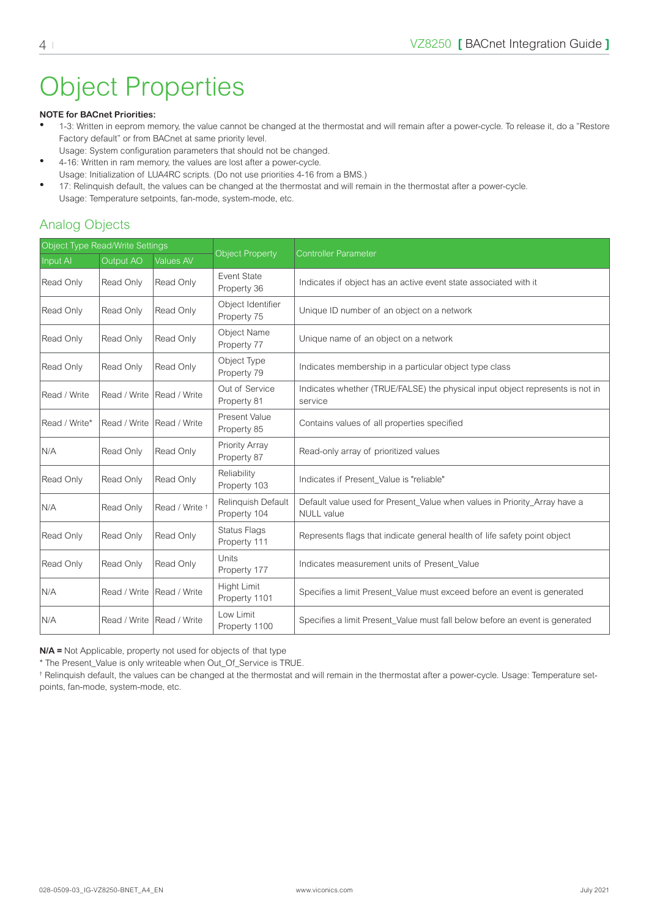# Object Properties

**NOTE for BACnet Priorities:**

- 1-3: Written in eeprom memory, the value cannot be changed at the thermostat and will remain after a power-cycle. To release it, do a "Restore Factory default" or from BACnet at same priority level.
  Usage: System configuration parameters that should not be changed.
- 4-16: Written in ram memory, the values are lost after a power-cycle.
  Usage: Initialization of LUA4RC scripts. (Do not use priorities 4-16 from a BMS.)
- 17: Relinquish default, the values can be changed at the thermostat and will remain in the thermostat after a power-cycle.
  Usage: Temperature setpoints, fan-mode, system-mode, etc.

## Analog Objects

| Object Type Read/Write Settings | | | Object Property | Controller Parameter |
|---|---|---|---|---|
| Input AI | Output AO | Values AV | | |
| Read Only | Read Only | Read Only | Event State Property 36 | Indicates if object has an active event state associated with it |
| Read Only | Read Only | Read Only | Object Identifier Property 75 | Unique ID number of an object on a network |
| Read Only | Read Only | Read Only | Object Name Property 77 | Unique name of an object on a network |
| Read Only | Read Only | Read Only | Object Type Property 79 | Indicates membership in a particular object type class |
| Read / Write | Read / Write | Read / Write | Out of Service Property 81 | Indicates whether (TRUE/FALSE) the physical input object represents is not in service |
| Read / Write* | Read / Write | Read / Write | Present Value Property 85 | Contains values of all properties specified |
| N/A | Read Only | Read Only | Priority Array Property 87 | Read-only array of prioritized values |
| Read Only | Read Only | Read Only | Reliability Property 103 | Indicates if Present_Value is "reliable" |
| N/A | Read Only | Read / Write † | Relinquish Default Property 104 | Default value used for Present_Value when values in Priority_Array have a NULL value |
| Read Only | Read Only | Read Only | Status Flags Property 111 | Represents flags that indicate general health of life safety point object |
| Read Only | Read Only | Read Only | Units Property 177 | Indicates measurement units of Present_Value |
| N/A | Read / Write | Read / Write | Hight Limit Property 1101 | Specifies a limit Present_Value must exceed before an event is generated |
| N/A | Read / Write | Read / Write | Low Limit Property 1100 | Specifies a limit Present_Value must fall below before an event is generated |

**N/A =** Not Applicable, property not used for objects of that type

* The Present_Value is only writeable when Out_Of_Service is TRUE.

† Relinquish default, the values can be changed at the thermostat and will remain in the thermostat after a power-cycle. Usage: Temperature setpoints, fan-mode, system-mode, etc.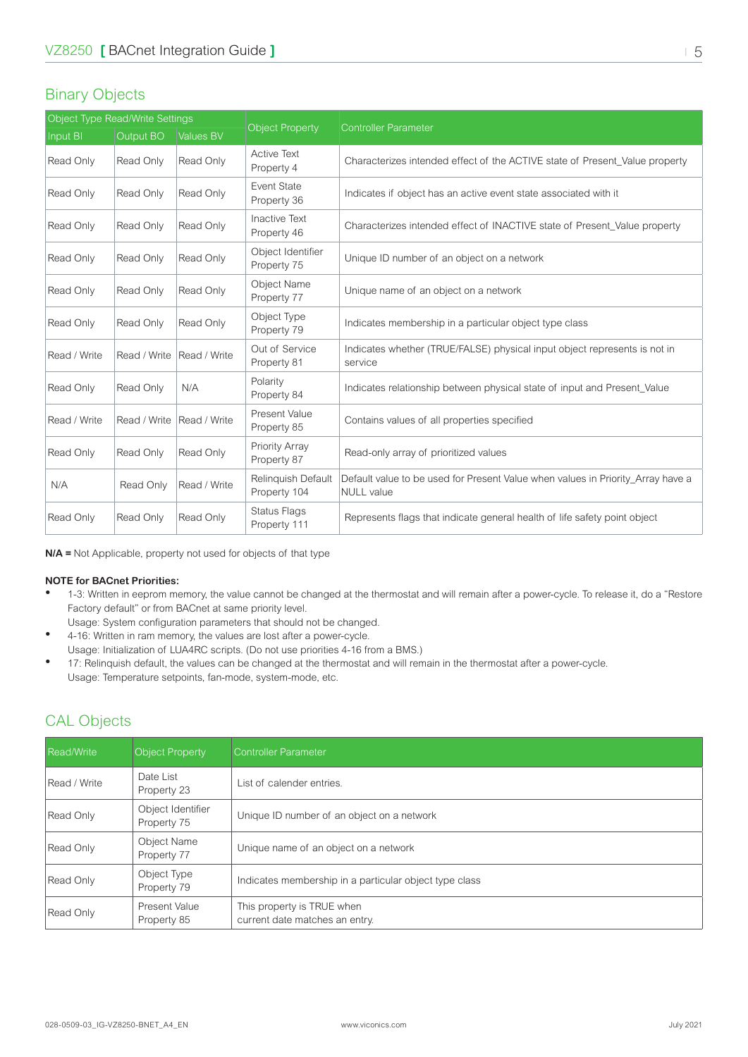## Binary Objects

| Object Type Read/Write Settings | | | Object Property | Controller Parameter |
|---|---|---|---|---|
| Input BI | Output BO | Values BV | | |
| Read Only | Read Only | Read Only | Active Text Property 4 | Characterizes intended effect of the ACTIVE state of Present_Value property |
| Read Only | Read Only | Read Only | Event State Property 36 | Indicates if object has an active event state associated with it |
| Read Only | Read Only | Read Only | Inactive Text Property 46 | Characterizes intended effect of INACTIVE state of Present_Value property |
| Read Only | Read Only | Read Only | Object Identifier Property 75 | Unique ID number of an object on a network |
| Read Only | Read Only | Read Only | Object Name Property 77 | Unique name of an object on a network |
| Read Only | Read Only | Read Only | Object Type Property 79 | Indicates membership in a particular object type class |
| Read / Write | Read / Write | Read / Write | Out of Service Property 81 | Indicates whether (TRUE/FALSE) physical input object represents is not in service |
| Read Only | Read Only | N/A | Polarity Property 84 | Indicates relationship between physical state of input and Present_Value |
| Read / Write | Read / Write | Read / Write | Present Value Property 85 | Contains values of all properties specified |
| Read Only | Read Only | Read Only | Priority Array Property 87 | Read-only array of prioritized values |
| N/A | Read Only | Read / Write | Relinquish Default Property 104 | Default value to be used for Present Value when values in Priority_Array have a NULL value |
| Read Only | Read Only | Read Only | Status Flags Property 111 | Represents flags that indicate general health of life safety point object |

**N/A =** Not Applicable, property not used for objects of that type

**NOTE for BACnet Priorities:**

- 1-3: Written in eeprom memory, the value cannot be changed at the thermostat and will remain after a power-cycle. To release it, do a "Restore Factory default" or from BACnet at same priority level.
  Usage: System configuration parameters that should not be changed.
- 4-16: Written in ram memory, the values are lost after a power-cycle.
  Usage: Initialization of LUA4RC scripts. (Do not use priorities 4-16 from a BMS.)
- 17: Relinquish default, the values can be changed at the thermostat and will remain in the thermostat after a power-cycle.
  Usage: Temperature setpoints, fan-mode, system-mode, etc.

## CAL Objects

| Read/Write | Object Property | Controller Parameter |
|---|---|---|
| Read / Write | Date List Property 23 | List of calender entries. |
| Read Only | Object Identifier Property 75 | Unique ID number of an object on a network |
| Read Only | Object Name Property 77 | Unique name of an object on a network |
| Read Only | Object Type Property 79 | Indicates membership in a particular object type class |
| Read Only | Present Value Property 85 | This property is TRUE when current date matches an entry. |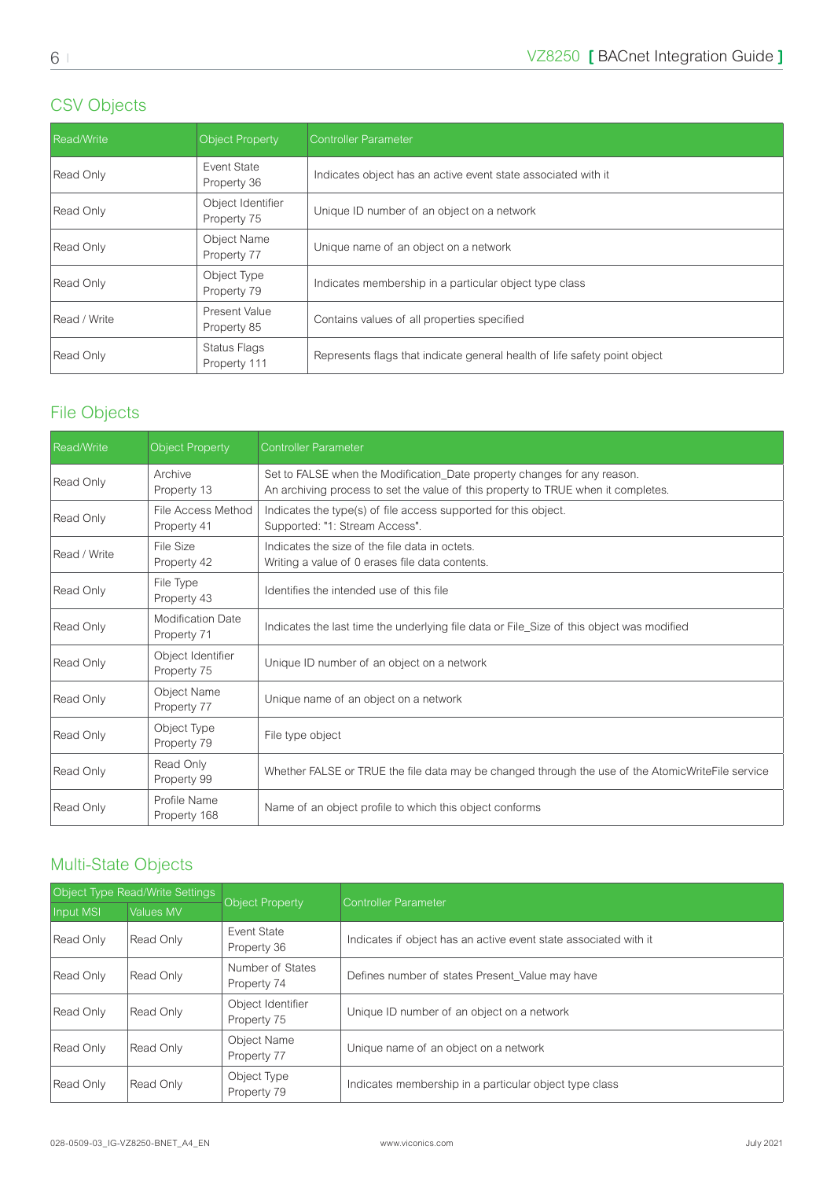## CSV Objects

| Read/Write | Object Property | Controller Parameter |
|---|---|---|
| Read Only | Event State Property 36 | Indicates object has an active event state associated with it |
| Read Only | Object Identifier Property 75 | Unique ID number of an object on a network |
| Read Only | Object Name Property 77 | Unique name of an object on a network |
| Read Only | Object Type Property 79 | Indicates membership in a particular object type class |
| Read / Write | Present Value Property 85 | Contains values of all properties specified |
| Read Only | Status Flags Property 111 | Represents flags that indicate general health of life safety point object |

## File Objects

| Read/Write | Object Property | Controller Parameter |
|---|---|---|
| Read Only | Archive Property 13 | Set to FALSE when the Modification_Date property changes for any reason. An archiving process to set the value of this property to TRUE when it completes. |
| Read Only | File Access Method Property 41 | Indicates the type(s) of file access supported for this object. Supported: "1: Stream Access". |
| Read / Write | File Size Property 42 | Indicates the size of the file data in octets. Writing a value of 0 erases file data contents. |
| Read Only | File Type Property 43 | Identifies the intended use of this file |
| Read Only | Modification Date Property 71 | Indicates the last time the underlying file data or File_Size of this object was modified |
| Read Only | Object Identifier Property 75 | Unique ID number of an object on a network |
| Read Only | Object Name Property 77 | Unique name of an object on a network |
| Read Only | Object Type Property 79 | File type object |
| Read Only | Read Only Property 99 | Whether FALSE or TRUE the file data may be changed through the use of the AtomicWriteFile service |
| Read Only | Profile Name Property 168 | Name of an object profile to which this object conforms |

## Multi-State Objects

| Object Type Read/Write Settings | | Object Property | Controller Parameter |
|---|---|---|---|
| Input MSI | Values MV | | |
| Read Only | Read Only | Event State Property 36 | Indicates if object has an active event state associated with it |
| Read Only | Read Only | Number of States Property 74 | Defines number of states Present_Value may have |
| Read Only | Read Only | Object Identifier Property 75 | Unique ID number of an object on a network |
| Read Only | Read Only | Object Name Property 77 | Unique name of an object on a network |
| Read Only | Read Only | Object Type Property 79 | Indicates membership in a particular object type class |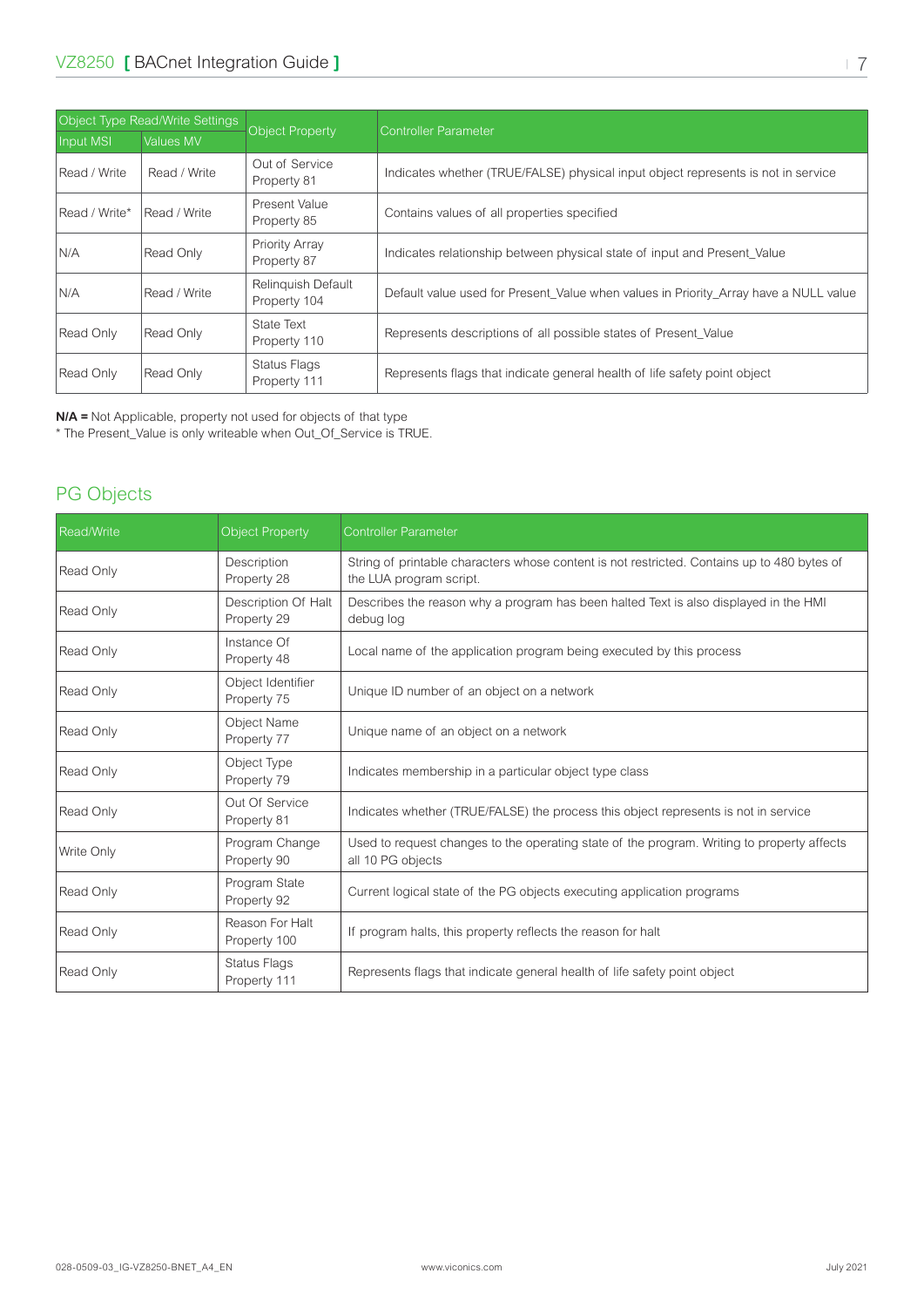| Object Type Read/Write Settings | | Object Property | Controller Parameter |
|---|---|---|---|
| Input MSI | Values MV | | |
| Read / Write | Read / Write | Out of Service Property 81 | Indicates whether (TRUE/FALSE) physical input object represents is not in service |
| Read / Write* | Read / Write | Present Value Property 85 | Contains values of all properties specified |
| N/A | Read Only | Priority Array Property 87 | Indicates relationship between physical state of input and Present_Value |
| N/A | Read / Write | Relinquish Default Property 104 | Default value used for Present_Value when values in Priority_Array have a NULL value |
| Read Only | Read Only | State Text Property 110 | Represents descriptions of all possible states of Present_Value |
| Read Only | Read Only | Status Flags Property 111 | Represents flags that indicate general health of life safety point object |

**N/A =** Not Applicable, property not used for objects of that type
* The Present_Value is only writeable when Out_Of_Service is TRUE.

## PG Objects

| Read/Write | Object Property | Controller Parameter |
|---|---|---|
| Read Only | Description Property 28 | String of printable characters whose content is not restricted. Contains up to 480 bytes of the LUA program script. |
| Read Only | Description Of Halt Property 29 | Describes the reason why a program has been halted Text is also displayed in the HMI debug log |
| Read Only | Instance Of Property 48 | Local name of the application program being executed by this process |
| Read Only | Object Identifier Property 75 | Unique ID number of an object on a network |
| Read Only | Object Name Property 77 | Unique name of an object on a network |
| Read Only | Object Type Property 79 | Indicates membership in a particular object type class |
| Read Only | Out Of Service Property 81 | Indicates whether (TRUE/FALSE) the process this object represents is not in service |
| Write Only | Program Change Property 90 | Used to request changes to the operating state of the program. Writing to property affects all 10 PG objects |
| Read Only | Program State Property 92 | Current logical state of the PG objects executing application programs |
| Read Only | Reason For Halt Property 100 | If program halts, this property reflects the reason for halt |
| Read Only | Status Flags Property 111 | Represents flags that indicate general health of life safety point object |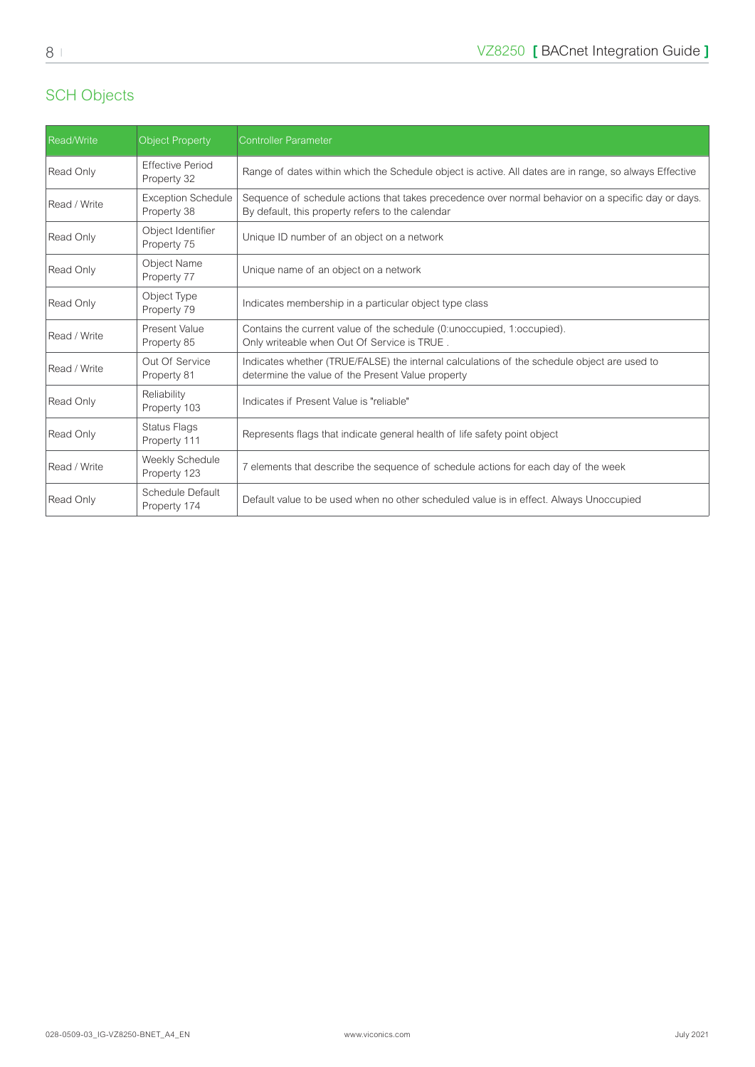## SCH Objects

| Read/Write | Object Property | Controller Parameter |
|---|---|---|
| Read Only | Effective Period Property 32 | Range of dates within which the Schedule object is active. All dates are in range, so always Effective |
| Read / Write | Exception Schedule Property 38 | Sequence of schedule actions that takes precedence over normal behavior on a specific day or days. By default, this property refers to the calendar |
| Read Only | Object Identifier Property 75 | Unique ID number of an object on a network |
| Read Only | Object Name Property 77 | Unique name of an object on a network |
| Read Only | Object Type Property 79 | Indicates membership in a particular object type class |
| Read / Write | Present Value Property 85 | Contains the current value of the schedule (0:unoccupied, 1:occupied). Only writeable when Out Of Service is TRUE . |
| Read / Write | Out Of Service Property 81 | Indicates whether (TRUE/FALSE) the internal calculations of the schedule object are used to determine the value of the Present Value property |
| Read Only | Reliability Property 103 | Indicates if Present Value is "reliable" |
| Read Only | Status Flags Property 111 | Represents flags that indicate general health of life safety point object |
| Read / Write | Weekly Schedule Property 123 | 7 elements that describe the sequence of schedule actions for each day of the week |
| Read Only | Schedule Default Property 174 | Default value to be used when no other scheduled value is in effect. Always Unoccupied |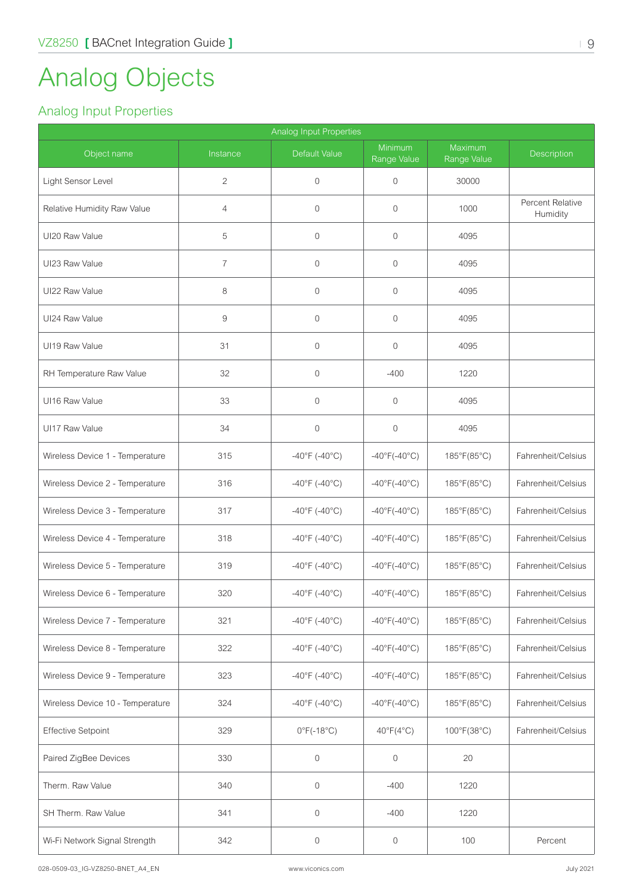# Analog Objects

## Analog Input Properties

| Analog Input Properties | | | | | |
|---|---|---|---|---|---|
| Object name | Instance | Default Value | Minimum Range Value | Maximum Range Value | Description |
| Light Sensor Level | 2 | 0 | 0 | 30000 | |
| Relative Humidity Raw Value | 4 | 0 | 0 | 1000 | Percent Relative Humidity |
| UI20 Raw Value | 5 | 0 | 0 | 4095 | |
| UI23 Raw Value | 7 | 0 | 0 | 4095 | |
| UI22 Raw Value | 8 | 0 | 0 | 4095 | |
| UI24 Raw Value | 9 | 0 | 0 | 4095 | |
| UI19 Raw Value | 31 | 0 | 0 | 4095 | |
| RH Temperature Raw Value | 32 | 0 | -400 | 1220 | |
| UI16 Raw Value | 33 | 0 | 0 | 4095 | |
| UI17 Raw Value | 34 | 0 | 0 | 4095 | |
| Wireless Device 1 - Temperature | 315 | -40°F (-40°C) | -40°F(-40°C) | 185°F(85°C) | Fahrenheit/Celsius |
| Wireless Device 2 - Temperature | 316 | -40°F (-40°C) | -40°F(-40°C) | 185°F(85°C) | Fahrenheit/Celsius |
| Wireless Device 3 - Temperature | 317 | -40°F (-40°C) | -40°F(-40°C) | 185°F(85°C) | Fahrenheit/Celsius |
| Wireless Device 4 - Temperature | 318 | -40°F (-40°C) | -40°F(-40°C) | 185°F(85°C) | Fahrenheit/Celsius |
| Wireless Device 5 - Temperature | 319 | -40°F (-40°C) | -40°F(-40°C) | 185°F(85°C) | Fahrenheit/Celsius |
| Wireless Device 6 - Temperature | 320 | -40°F (-40°C) | -40°F(-40°C) | 185°F(85°C) | Fahrenheit/Celsius |
| Wireless Device 7 - Temperature | 321 | -40°F (-40°C) | -40°F(-40°C) | 185°F(85°C) | Fahrenheit/Celsius |
| Wireless Device 8 - Temperature | 322 | -40°F (-40°C) | -40°F(-40°C) | 185°F(85°C) | Fahrenheit/Celsius |
| Wireless Device 9 - Temperature | 323 | -40°F (-40°C) | -40°F(-40°C) | 185°F(85°C) | Fahrenheit/Celsius |
| Wireless Device 10 - Temperature | 324 | -40°F (-40°C) | -40°F(-40°C) | 185°F(85°C) | Fahrenheit/Celsius |
| Effective Setpoint | 329 | 0°F(-18°C) | 40°F(4°C) | 100°F(38°C) | Fahrenheit/Celsius |
| Paired ZigBee Devices | 330 | 0 | 0 | 20 | |
| Therm. Raw Value | 340 | 0 | -400 | 1220 | |
| SH Therm. Raw Value | 341 | 0 | -400 | 1220 | |
| Wi-Fi Network Signal Strength | 342 | 0 | 0 | 100 | Percent |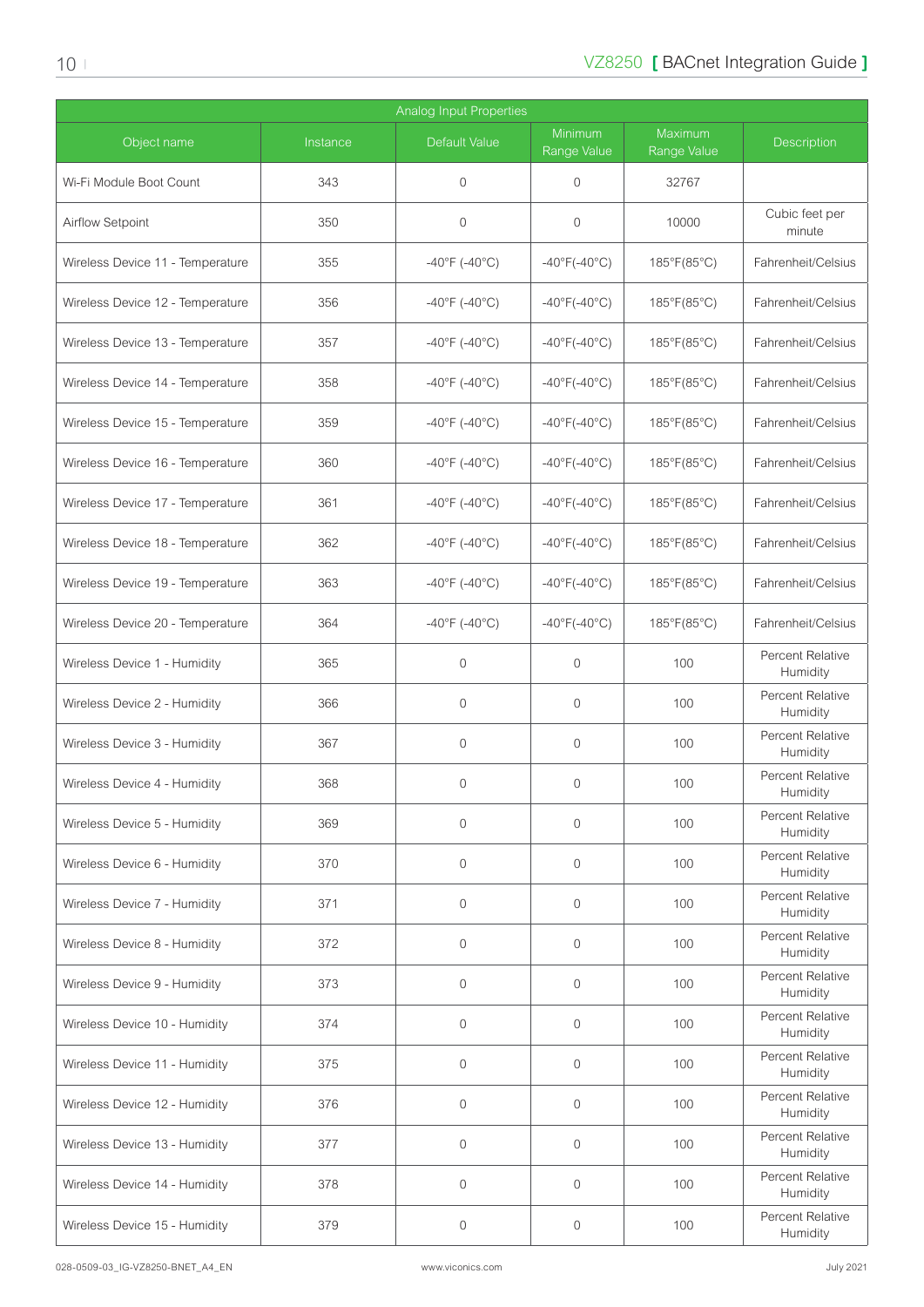| Analog Input Properties | | | | | |
|---|---|---|---|---|---|
| Object name | Instance | Default Value | Minimum Range Value | Maximum Range Value | Description |
| Wi-Fi Module Boot Count | 343 | 0 | 0 | 32767 | |
| Airflow Setpoint | 350 | 0 | 0 | 10000 | Cubic feet per minute |
| Wireless Device 11 - Temperature | 355 | -40°F (-40°C) | -40°F(-40°C) | 185°F(85°C) | Fahrenheit/Celsius |
| Wireless Device 12 - Temperature | 356 | -40°F (-40°C) | -40°F(-40°C) | 185°F(85°C) | Fahrenheit/Celsius |
| Wireless Device 13 - Temperature | 357 | -40°F (-40°C) | -40°F(-40°C) | 185°F(85°C) | Fahrenheit/Celsius |
| Wireless Device 14 - Temperature | 358 | -40°F (-40°C) | -40°F(-40°C) | 185°F(85°C) | Fahrenheit/Celsius |
| Wireless Device 15 - Temperature | 359 | -40°F (-40°C) | -40°F(-40°C) | 185°F(85°C) | Fahrenheit/Celsius |
| Wireless Device 16 - Temperature | 360 | -40°F (-40°C) | -40°F(-40°C) | 185°F(85°C) | Fahrenheit/Celsius |
| Wireless Device 17 - Temperature | 361 | -40°F (-40°C) | -40°F(-40°C) | 185°F(85°C) | Fahrenheit/Celsius |
| Wireless Device 18 - Temperature | 362 | -40°F (-40°C) | -40°F(-40°C) | 185°F(85°C) | Fahrenheit/Celsius |
| Wireless Device 19 - Temperature | 363 | -40°F (-40°C) | -40°F(-40°C) | 185°F(85°C) | Fahrenheit/Celsius |
| Wireless Device 20 - Temperature | 364 | -40°F (-40°C) | -40°F(-40°C) | 185°F(85°C) | Fahrenheit/Celsius |
| Wireless Device 1 - Humidity | 365 | 0 | 0 | 100 | Percent Relative Humidity |
| Wireless Device 2 - Humidity | 366 | 0 | 0 | 100 | Percent Relative Humidity |
| Wireless Device 3 - Humidity | 367 | 0 | 0 | 100 | Percent Relative Humidity |
| Wireless Device 4 - Humidity | 368 | 0 | 0 | 100 | Percent Relative Humidity |
| Wireless Device 5 - Humidity | 369 | 0 | 0 | 100 | Percent Relative Humidity |
| Wireless Device 6 - Humidity | 370 | 0 | 0 | 100 | Percent Relative Humidity |
| Wireless Device 7 - Humidity | 371 | 0 | 0 | 100 | Percent Relative Humidity |
| Wireless Device 8 - Humidity | 372 | 0 | 0 | 100 | Percent Relative Humidity |
| Wireless Device 9 - Humidity | 373 | 0 | 0 | 100 | Percent Relative Humidity |
| Wireless Device 10 - Humidity | 374 | 0 | 0 | 100 | Percent Relative Humidity |
| Wireless Device 11 - Humidity | 375 | 0 | 0 | 100 | Percent Relative Humidity |
| Wireless Device 12 - Humidity | 376 | 0 | 0 | 100 | Percent Relative Humidity |
| Wireless Device 13 - Humidity | 377 | 0 | 0 | 100 | Percent Relative Humidity |
| Wireless Device 14 - Humidity | 378 | 0 | 0 | 100 | Percent Relative Humidity |
| Wireless Device 15 - Humidity | 379 | 0 | 0 | 100 | Percent Relative Humidity |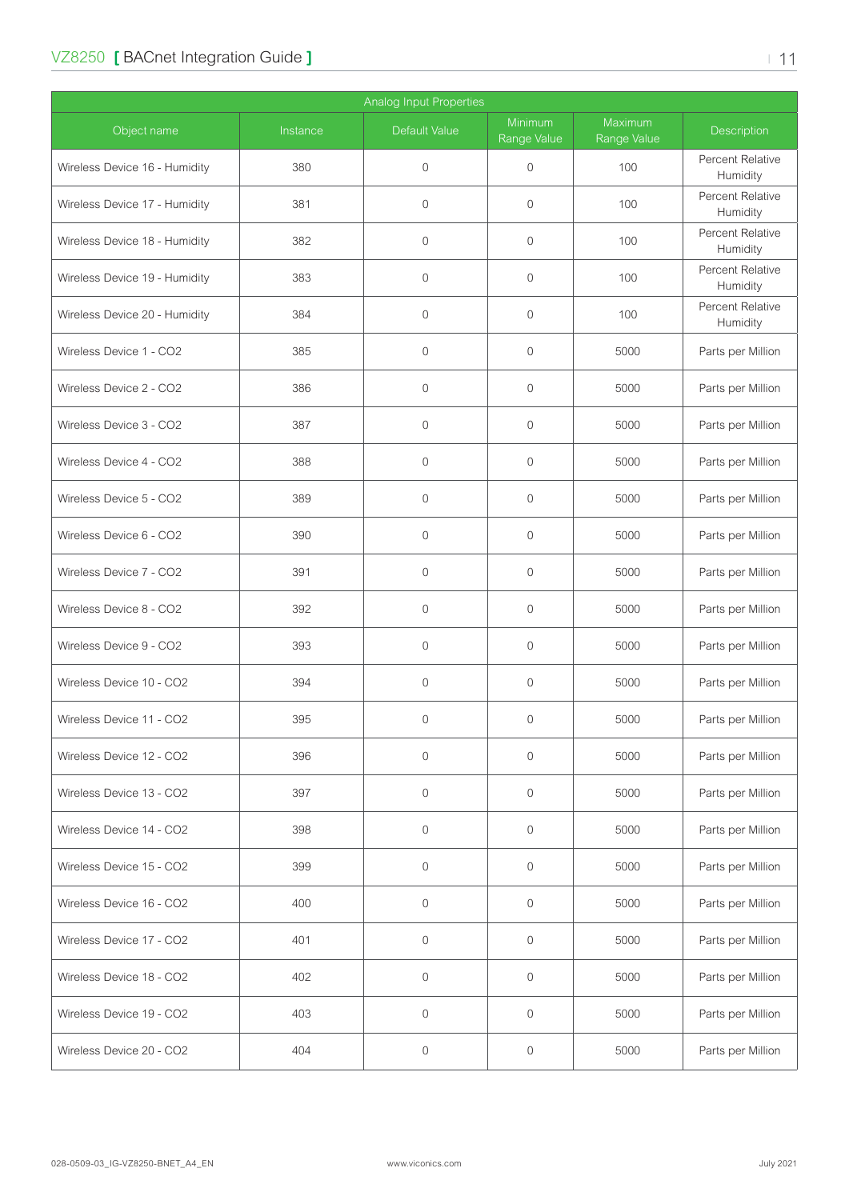| Analog Input Properties | | | | | |
|---|---|---|---|---|---|
| Object name | Instance | Default Value | Minimum Range Value | Maximum Range Value | Description |
| Wireless Device 16 - Humidity | 380 | 0 | 0 | 100 | Percent Relative Humidity |
| Wireless Device 17 - Humidity | 381 | 0 | 0 | 100 | Percent Relative Humidity |
| Wireless Device 18 - Humidity | 382 | 0 | 0 | 100 | Percent Relative Humidity |
| Wireless Device 19 - Humidity | 383 | 0 | 0 | 100 | Percent Relative Humidity |
| Wireless Device 20 - Humidity | 384 | 0 | 0 | 100 | Percent Relative Humidity |
| Wireless Device 1 - CO2 | 385 | 0 | 0 | 5000 | Parts per Million |
| Wireless Device 2 - CO2 | 386 | 0 | 0 | 5000 | Parts per Million |
| Wireless Device 3 - CO2 | 387 | 0 | 0 | 5000 | Parts per Million |
| Wireless Device 4 - CO2 | 388 | 0 | 0 | 5000 | Parts per Million |
| Wireless Device 5 - CO2 | 389 | 0 | 0 | 5000 | Parts per Million |
| Wireless Device 6 - CO2 | 390 | 0 | 0 | 5000 | Parts per Million |
| Wireless Device 7 - CO2 | 391 | 0 | 0 | 5000 | Parts per Million |
| Wireless Device 8 - CO2 | 392 | 0 | 0 | 5000 | Parts per Million |
| Wireless Device 9 - CO2 | 393 | 0 | 0 | 5000 | Parts per Million |
| Wireless Device 10 - CO2 | 394 | 0 | 0 | 5000 | Parts per Million |
| Wireless Device 11 - CO2 | 395 | 0 | 0 | 5000 | Parts per Million |
| Wireless Device 12 - CO2 | 396 | 0 | 0 | 5000 | Parts per Million |
| Wireless Device 13 - CO2 | 397 | 0 | 0 | 5000 | Parts per Million |
| Wireless Device 14 - CO2 | 398 | 0 | 0 | 5000 | Parts per Million |
| Wireless Device 15 - CO2 | 399 | 0 | 0 | 5000 | Parts per Million |
| Wireless Device 16 - CO2 | 400 | 0 | 0 | 5000 | Parts per Million |
| Wireless Device 17 - CO2 | 401 | 0 | 0 | 5000 | Parts per Million |
| Wireless Device 18 - CO2 | 402 | 0 | 0 | 5000 | Parts per Million |
| Wireless Device 19 - CO2 | 403 | 0 | 0 | 5000 | Parts per Million |
| Wireless Device 20 - CO2 | 404 | 0 | 0 | 5000 | Parts per Million |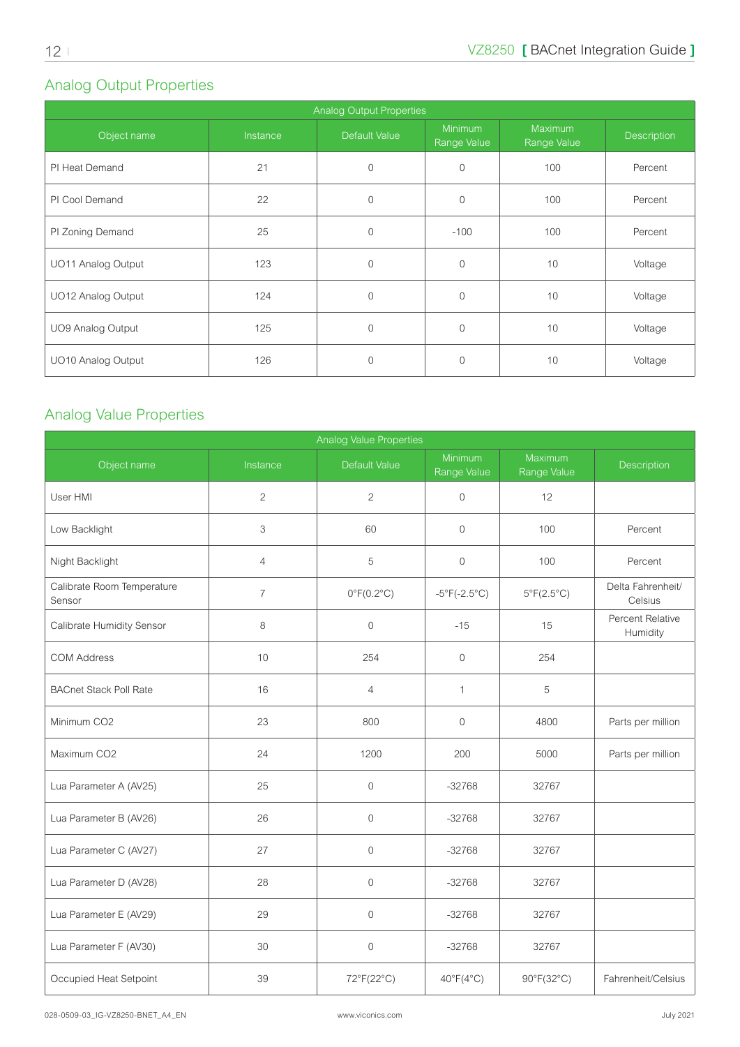## Analog Output Properties

| Analog Output Properties | | | | | |
|---|---|---|---|---|---|
| Object name | Instance | Default Value | Minimum Range Value | Maximum Range Value | Description |
| PI Heat Demand | 21 | 0 | 0 | 100 | Percent |
| PI Cool Demand | 22 | 0 | 0 | 100 | Percent |
| PI Zoning Demand | 25 | 0 | -100 | 100 | Percent |
| UO11 Analog Output | 123 | 0 | 0 | 10 | Voltage |
| UO12 Analog Output | 124 | 0 | 0 | 10 | Voltage |
| UO9 Analog Output | 125 | 0 | 0 | 10 | Voltage |
| UO10 Analog Output | 126 | 0 | 0 | 10 | Voltage |

## Analog Value Properties

| Analog Value Properties | | | | | |
|---|---|---|---|---|---|
| Object name | Instance | Default Value | Minimum Range Value | Maximum Range Value | Description |
| User HMI | 2 | 2 | 0 | 12 | |
| Low Backlight | 3 | 60 | 0 | 100 | Percent |
| Night Backlight | 4 | 5 | 0 | 100 | Percent |
| Calibrate Room Temperature Sensor | 7 | 0°F(0.2°C) | -5°F(-2.5°C) | 5°F(2.5°C) | Delta Fahrenheit/ Celsius |
| Calibrate Humidity Sensor | 8 | 0 | -15 | 15 | Percent Relative Humidity |
| COM Address | 10 | 254 | 0 | 254 | |
| BACnet Stack Poll Rate | 16 | 4 | 1 | 5 | |
| Minimum CO2 | 23 | 800 | 0 | 4800 | Parts per million |
| Maximum CO2 | 24 | 1200 | 200 | 5000 | Parts per million |
| Lua Parameter A (AV25) | 25 | 0 | -32768 | 32767 | |
| Lua Parameter B (AV26) | 26 | 0 | -32768 | 32767 | |
| Lua Parameter C (AV27) | 27 | 0 | -32768 | 32767 | |
| Lua Parameter D (AV28) | 28 | 0 | -32768 | 32767 | |
| Lua Parameter E (AV29) | 29 | 0 | -32768 | 32767 | |
| Lua Parameter F (AV30) | 30 | 0 | -32768 | 32767 | |
| Occupied Heat Setpoint | 39 | 72°F(22°C) | 40°F(4°C) | 90°F(32°C) | Fahrenheit/Celsius |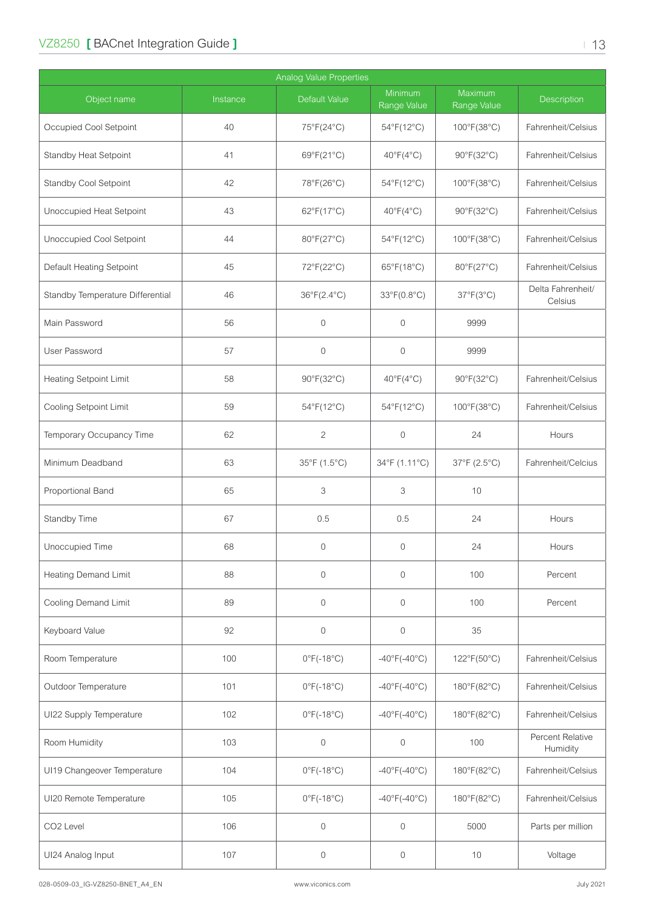| Analog Value Properties | | | | | |
|---|---|---|---|---|---|
| Object name | Instance | Default Value | Minimum Range Value | Maximum Range Value | Description |
| Occupied Cool Setpoint | 40 | 75°F(24°C) | 54°F(12°C) | 100°F(38°C) | Fahrenheit/Celsius |
| Standby Heat Setpoint | 41 | 69°F(21°C) | 40°F(4°C) | 90°F(32°C) | Fahrenheit/Celsius |
| Standby Cool Setpoint | 42 | 78°F(26°C) | 54°F(12°C) | 100°F(38°C) | Fahrenheit/Celsius |
| Unoccupied Heat Setpoint | 43 | 62°F(17°C) | 40°F(4°C) | 90°F(32°C) | Fahrenheit/Celsius |
| Unoccupied Cool Setpoint | 44 | 80°F(27°C) | 54°F(12°C) | 100°F(38°C) | Fahrenheit/Celsius |
| Default Heating Setpoint | 45 | 72°F(22°C) | 65°F(18°C) | 80°F(27°C) | Fahrenheit/Celsius |
| Standby Temperature Differential | 46 | 36°F(2.4°C) | 33°F(0.8°C) | 37°F(3°C) | Delta Fahrenheit/ Celsius |
| Main Password | 56 | 0 | 0 | 9999 | |
| User Password | 57 | 0 | 0 | 9999 | |
| Heating Setpoint Limit | 58 | 90°F(32°C) | 40°F(4°C) | 90°F(32°C) | Fahrenheit/Celsius |
| Cooling Setpoint Limit | 59 | 54°F(12°C) | 54°F(12°C) | 100°F(38°C) | Fahrenheit/Celsius |
| Temporary Occupancy Time | 62 | 2 | 0 | 24 | Hours |
| Minimum Deadband | 63 | 35°F (1.5°C) | 34°F (1.11°C) | 37°F (2.5°C) | Fahrenheit/Celcius |
| Proportional Band | 65 | 3 | 3 | 10 | |
| Standby Time | 67 | 0.5 | 0.5 | 24 | Hours |
| Unoccupied Time | 68 | 0 | 0 | 24 | Hours |
| Heating Demand Limit | 88 | 0 | 0 | 100 | Percent |
| Cooling Demand Limit | 89 | 0 | 0 | 100 | Percent |
| Keyboard Value | 92 | 0 | 0 | 35 | |
| Room Temperature | 100 | 0°F(-18°C) | -40°F(-40°C) | 122°F(50°C) | Fahrenheit/Celsius |
| Outdoor Temperature | 101 | 0°F(-18°C) | -40°F(-40°C) | 180°F(82°C) | Fahrenheit/Celsius |
| UI22 Supply Temperature | 102 | 0°F(-18°C) | -40°F(-40°C) | 180°F(82°C) | Fahrenheit/Celsius |
| Room Humidity | 103 | 0 | 0 | 100 | Percent Relative Humidity |
| UI19 Changeover Temperature | 104 | 0°F(-18°C) | -40°F(-40°C) | 180°F(82°C) | Fahrenheit/Celsius |
| UI20 Remote Temperature | 105 | 0°F(-18°C) | -40°F(-40°C) | 180°F(82°C) | Fahrenheit/Celsius |
| CO2 Level | 106 | 0 | 0 | 5000 | Parts per million |
| UI24 Analog Input | 107 | 0 | 0 | 10 | Voltage |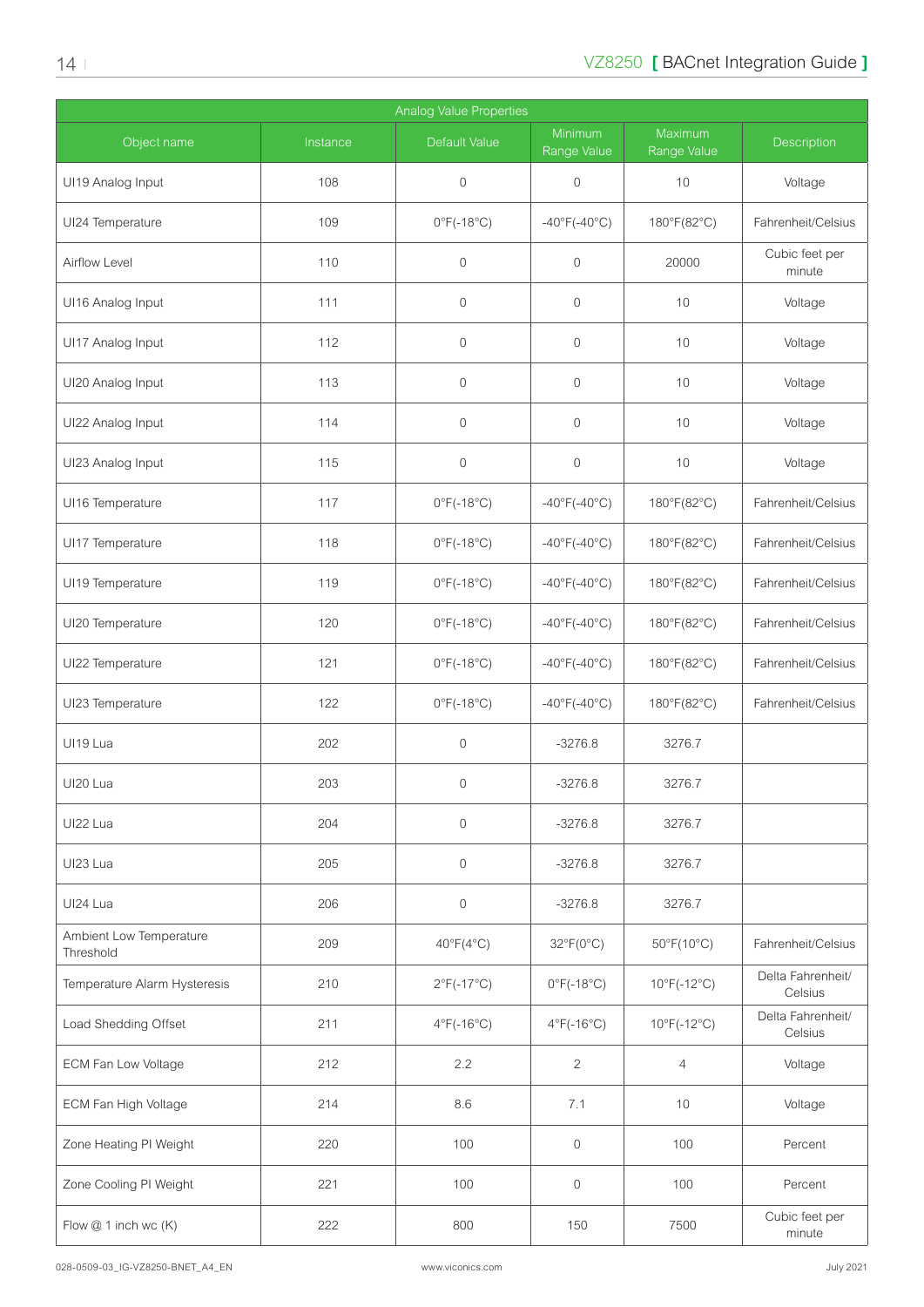| Analog Value Properties | | | | | |
|---|---|---|---|---|---|
| Object name | Instance | Default Value | Minimum Range Value | Maximum Range Value | Description |
| UI19 Analog Input | 108 | 0 | 0 | 10 | Voltage |
| UI24 Temperature | 109 | 0°F(-18°C) | -40°F(-40°C) | 180°F(82°C) | Fahrenheit/Celsius |
| Airflow Level | 110 | 0 | 0 | 20000 | Cubic feet per minute |
| UI16 Analog Input | 111 | 0 | 0 | 10 | Voltage |
| UI17 Analog Input | 112 | 0 | 0 | 10 | Voltage |
| UI20 Analog Input | 113 | 0 | 0 | 10 | Voltage |
| UI22 Analog Input | 114 | 0 | 0 | 10 | Voltage |
| UI23 Analog Input | 115 | 0 | 0 | 10 | Voltage |
| UI16 Temperature | 117 | 0°F(-18°C) | -40°F(-40°C) | 180°F(82°C) | Fahrenheit/Celsius |
| UI17 Temperature | 118 | 0°F(-18°C) | -40°F(-40°C) | 180°F(82°C) | Fahrenheit/Celsius |
| UI19 Temperature | 119 | 0°F(-18°C) | -40°F(-40°C) | 180°F(82°C) | Fahrenheit/Celsius |
| UI20 Temperature | 120 | 0°F(-18°C) | -40°F(-40°C) | 180°F(82°C) | Fahrenheit/Celsius |
| UI22 Temperature | 121 | 0°F(-18°C) | -40°F(-40°C) | 180°F(82°C) | Fahrenheit/Celsius |
| UI23 Temperature | 122 | 0°F(-18°C) | -40°F(-40°C) | 180°F(82°C) | Fahrenheit/Celsius |
| UI19 Lua | 202 | 0 | -3276.8 | 3276.7 | |
| UI20 Lua | 203 | 0 | -3276.8 | 3276.7 | |
| UI22 Lua | 204 | 0 | -3276.8 | 3276.7 | |
| UI23 Lua | 205 | 0 | -3276.8 | 3276.7 | |
| UI24 Lua | 206 | 0 | -3276.8 | 3276.7 | |
| Ambient Low Temperature Threshold | 209 | 40°F(4°C) | 32°F(0°C) | 50°F(10°C) | Fahrenheit/Celsius |
| Temperature Alarm Hysteresis | 210 | 2°F(-17°C) | 0°F(-18°C) | 10°F(-12°C) | Delta Fahrenheit/ Celsius |
| Load Shedding Offset | 211 | 4°F(-16°C) | 4°F(-16°C) | 10°F(-12°C) | Delta Fahrenheit/ Celsius |
| ECM Fan Low Voltage | 212 | 2.2 | 2 | 4 | Voltage |
| ECM Fan High Voltage | 214 | 8.6 | 7.1 | 10 | Voltage |
| Zone Heating PI Weight | 220 | 100 | 0 | 100 | Percent |
| Zone Cooling PI Weight | 221 | 100 | 0 | 100 | Percent |
| Flow @ 1 inch wc (K) | 222 | 800 | 150 | 7500 | Cubic feet per minute |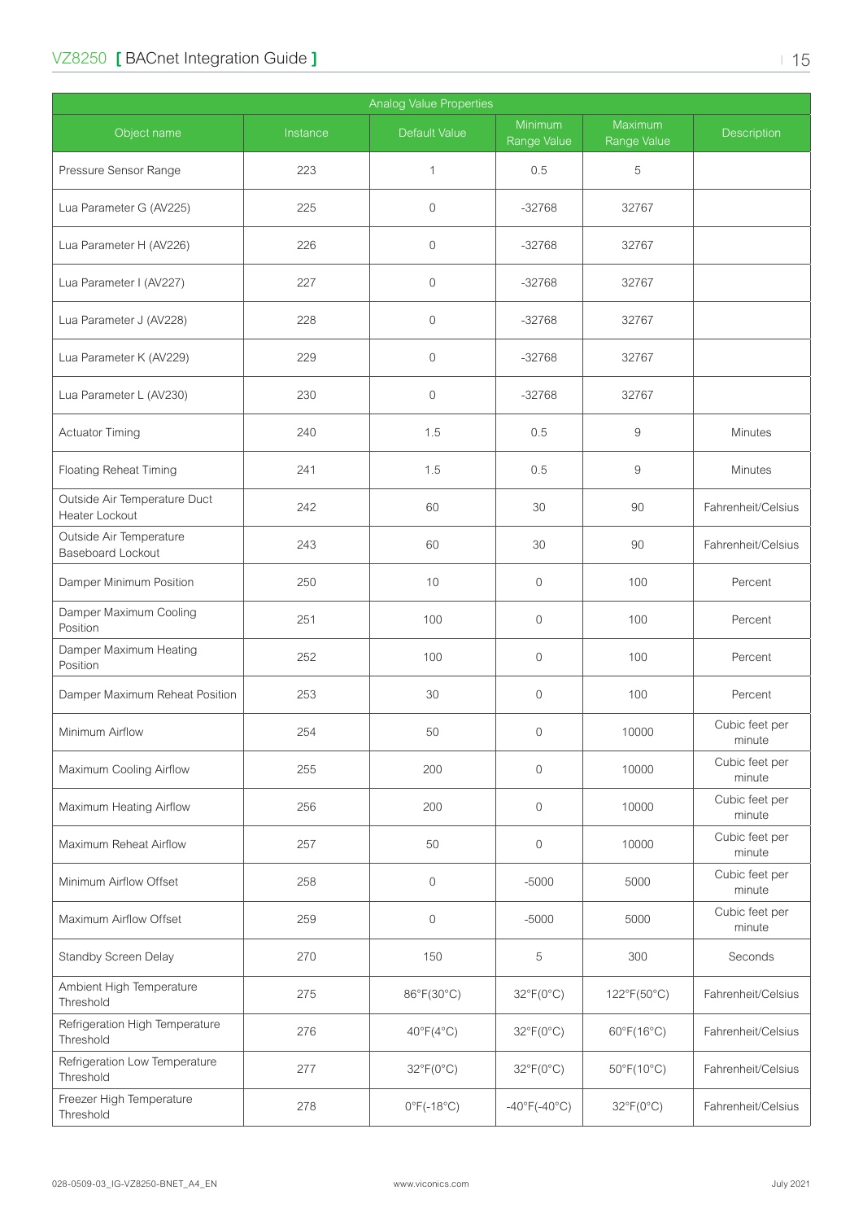| Analog Value Properties | | | | | |
|---|---|---|---|---|---|
| Object name | Instance | Default Value | Minimum Range Value | Maximum Range Value | Description |
| Pressure Sensor Range | 223 | 1 | 0.5 | 5 | |
| Lua Parameter G (AV225) | 225 | 0 | -32768 | 32767 | |
| Lua Parameter H (AV226) | 226 | 0 | -32768 | 32767 | |
| Lua Parameter I (AV227) | 227 | 0 | -32768 | 32767 | |
| Lua Parameter J (AV228) | 228 | 0 | -32768 | 32767 | |
| Lua Parameter K (AV229) | 229 | 0 | -32768 | 32767 | |
| Lua Parameter L (AV230) | 230 | 0 | -32768 | 32767 | |
| Actuator Timing | 240 | 1.5 | 0.5 | 9 | Minutes |
| Floating Reheat Timing | 241 | 1.5 | 0.5 | 9 | Minutes |
| Outside Air Temperature Duct Heater Lockout | 242 | 60 | 30 | 90 | Fahrenheit/Celsius |
| Outside Air Temperature Baseboard Lockout | 243 | 60 | 30 | 90 | Fahrenheit/Celsius |
| Damper Minimum Position | 250 | 10 | 0 | 100 | Percent |
| Damper Maximum Cooling Position | 251 | 100 | 0 | 100 | Percent |
| Damper Maximum Heating Position | 252 | 100 | 0 | 100 | Percent |
| Damper Maximum Reheat Position | 253 | 30 | 0 | 100 | Percent |
| Minimum Airflow | 254 | 50 | 0 | 10000 | Cubic feet per minute |
| Maximum Cooling Airflow | 255 | 200 | 0 | 10000 | Cubic feet per minute |
| Maximum Heating Airflow | 256 | 200 | 0 | 10000 | Cubic feet per minute |
| Maximum Reheat Airflow | 257 | 50 | 0 | 10000 | Cubic feet per minute |
| Minimum Airflow Offset | 258 | 0 | -5000 | 5000 | Cubic feet per minute |
| Maximum Airflow Offset | 259 | 0 | -5000 | 5000 | Cubic feet per minute |
| Standby Screen Delay | 270 | 150 | 5 | 300 | Seconds |
| Ambient High Temperature Threshold | 275 | 86°F(30°C) | 32°F(0°C) | 122°F(50°C) | Fahrenheit/Celsius |
| Refrigeration High Temperature Threshold | 276 | 40°F(4°C) | 32°F(0°C) | 60°F(16°C) | Fahrenheit/Celsius |
| Refrigeration Low Temperature Threshold | 277 | 32°F(0°C) | 32°F(0°C) | 50°F(10°C) | Fahrenheit/Celsius |
| Freezer High Temperature Threshold | 278 | 0°F(-18°C) | -40°F(-40°C) | 32°F(0°C) | Fahrenheit/Celsius |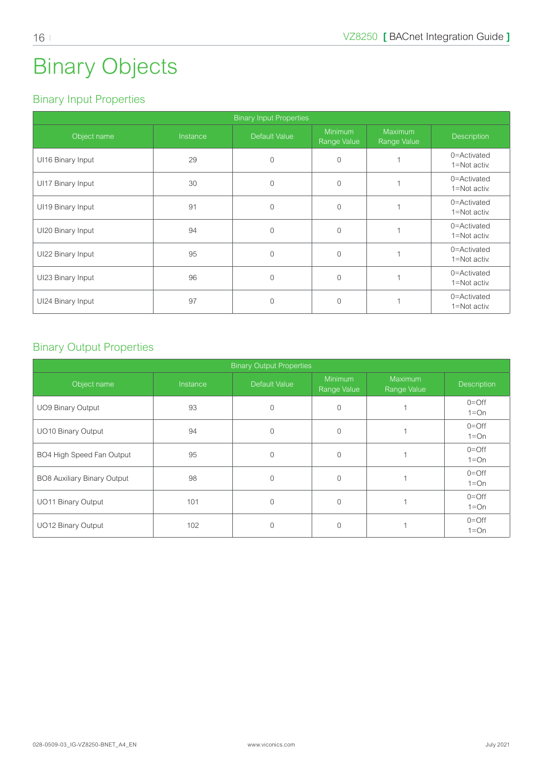# Binary Objects

## Binary Input Properties

| Binary Input Properties | | | | | |
|---|---|---|---|---|---|
| Object name | Instance | Default Value | Minimum Range Value | Maximum Range Value | Description |
| UI16 Binary Input | 29 | 0 | 0 | 1 | 0=Activated 1=Not activ. |
| UI17 Binary Input | 30 | 0 | 0 | 1 | 0=Activated 1=Not activ. |
| UI19 Binary Input | 91 | 0 | 0 | 1 | 0=Activated 1=Not activ. |
| UI20 Binary Input | 94 | 0 | 0 | 1 | 0=Activated 1=Not activ. |
| UI22 Binary Input | 95 | 0 | 0 | 1 | 0=Activated 1=Not activ. |
| UI23 Binary Input | 96 | 0 | 0 | 1 | 0=Activated 1=Not activ. |
| UI24 Binary Input | 97 | 0 | 0 | 1 | 0=Activated 1=Not activ. |

## Binary Output Properties

| Binary Output Properties | | | | | |
|---|---|---|---|---|---|
| Object name | Instance | Default Value | Minimum Range Value | Maximum Range Value | Description |
| UO9 Binary Output | 93 | 0 | 0 | 1 | 0=Off 1=On |
| UO10 Binary Output | 94 | 0 | 0 | 1 | 0=Off 1=On |
| BO4 High Speed Fan Output | 95 | 0 | 0 | 1 | 0=Off 1=On |
| BO8 Auxiliary Binary Output | 98 | 0 | 0 | 1 | 0=Off 1=On |
| UO11 Binary Output | 101 | 0 | 0 | 1 | 0=Off 1=On |
| UO12 Binary Output | 102 | 0 | 0 | 1 | 0=Off 1=On |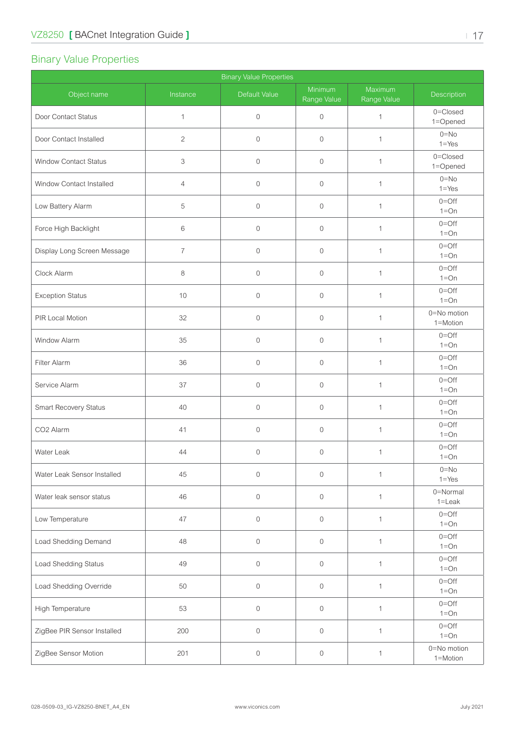## Binary Value Properties

| Binary Value Properties | | | | | |
|---|---|---|---|---|---|
| Object name | Instance | Default Value | Minimum Range Value | Maximum Range Value | Description |
| Door Contact Status | 1 | 0 | 0 | 1 | 0=Closed 1=Opened |
| Door Contact Installed | 2 | 0 | 0 | 1 | 0=No 1=Yes |
| Window Contact Status | 3 | 0 | 0 | 1 | 0=Closed 1=Opened |
| Window Contact Installed | 4 | 0 | 0 | 1 | 0=No 1=Yes |
| Low Battery Alarm | 5 | 0 | 0 | 1 | 0=Off 1=On |
| Force High Backlight | 6 | 0 | 0 | 1 | 0=Off 1=On |
| Display Long Screen Message | 7 | 0 | 0 | 1 | 0=Off 1=On |
| Clock Alarm | 8 | 0 | 0 | 1 | 0=Off 1=On |
| Exception Status | 10 | 0 | 0 | 1 | 0=Off 1=On |
| PIR Local Motion | 32 | 0 | 0 | 1 | 0=No motion 1=Motion |
| Window Alarm | 35 | 0 | 0 | 1 | 0=Off 1=On |
| Filter Alarm | 36 | 0 | 0 | 1 | 0=Off 1=On |
| Service Alarm | 37 | 0 | 0 | 1 | 0=Off 1=On |
| Smart Recovery Status | 40 | 0 | 0 | 1 | 0=Off 1=On |
| CO2 Alarm | 41 | 0 | 0 | 1 | 0=Off 1=On |
| Water Leak | 44 | 0 | 0 | 1 | 0=Off 1=On |
| Water Leak Sensor Installed | 45 | 0 | 0 | 1 | 0=No 1=Yes |
| Water leak sensor status | 46 | 0 | 0 | 1 | 0=Normal 1=Leak |
| Low Temperature | 47 | 0 | 0 | 1 | 0=Off 1=On |
| Load Shedding Demand | 48 | 0 | 0 | 1 | 0=Off 1=On |
| Load Shedding Status | 49 | 0 | 0 | 1 | 0=Off 1=On |
| Load Shedding Override | 50 | 0 | 0 | 1 | 0=Off 1=On |
| High Temperature | 53 | 0 | 0 | 1 | 0=Off 1=On |
| ZigBee PIR Sensor Installed | 200 | 0 | 0 | 1 | 0=Off 1=On |
| ZigBee Sensor Motion | 201 | 0 | 0 | 1 | 0=No motion 1=Motion |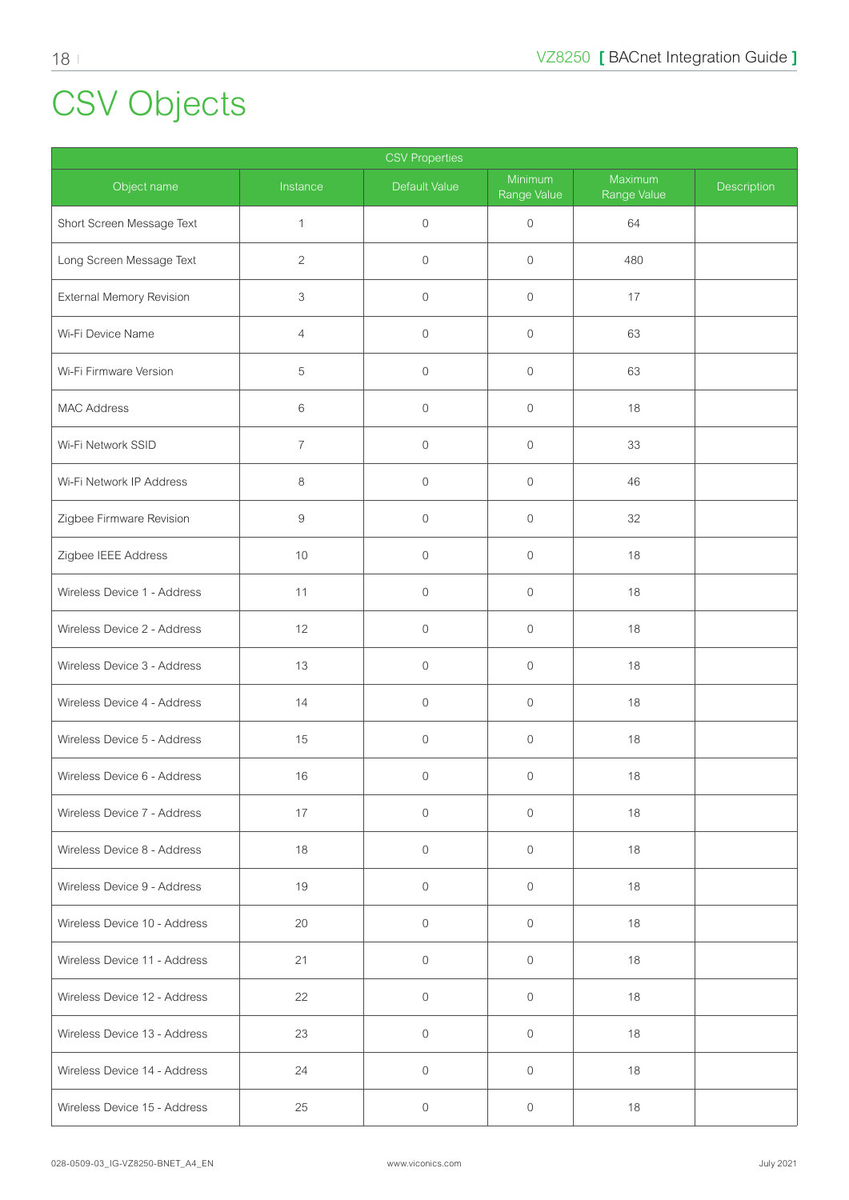# CSV Objects

| CSV Properties | | | | | |
|---|---|---|---|---|---|
| Object name | Instance | Default Value | Minimum Range Value | Maximum Range Value | Description |
| Short Screen Message Text | 1 | 0 | 0 | 64 | |
| Long Screen Message Text | 2 | 0 | 0 | 480 | |
| External Memory Revision | 3 | 0 | 0 | 17 | |
| Wi-Fi Device Name | 4 | 0 | 0 | 63 | |
| Wi-Fi Firmware Version | 5 | 0 | 0 | 63 | |
| MAC Address | 6 | 0 | 0 | 18 | |
| Wi-Fi Network SSID | 7 | 0 | 0 | 33 | |
| Wi-Fi Network IP Address | 8 | 0 | 0 | 46 | |
| Zigbee Firmware Revision | 9 | 0 | 0 | 32 | |
| Zigbee IEEE Address | 10 | 0 | 0 | 18 | |
| Wireless Device 1 - Address | 11 | 0 | 0 | 18 | |
| Wireless Device 2 - Address | 12 | 0 | 0 | 18 | |
| Wireless Device 3 - Address | 13 | 0 | 0 | 18 | |
| Wireless Device 4 - Address | 14 | 0 | 0 | 18 | |
| Wireless Device 5 - Address | 15 | 0 | 0 | 18 | |
| Wireless Device 6 - Address | 16 | 0 | 0 | 18 | |
| Wireless Device 7 - Address | 17 | 0 | 0 | 18 | |
| Wireless Device 8 - Address | 18 | 0 | 0 | 18 | |
| Wireless Device 9 - Address | 19 | 0 | 0 | 18 | |
| Wireless Device 10 - Address | 20 | 0 | 0 | 18 | |
| Wireless Device 11 - Address | 21 | 0 | 0 | 18 | |
| Wireless Device 12 - Address | 22 | 0 | 0 | 18 | |
| Wireless Device 13 - Address | 23 | 0 | 0 | 18 | |
| Wireless Device 14 - Address | 24 | 0 | 0 | 18 | |
| Wireless Device 15 - Address | 25 | 0 | 0 | 18 | |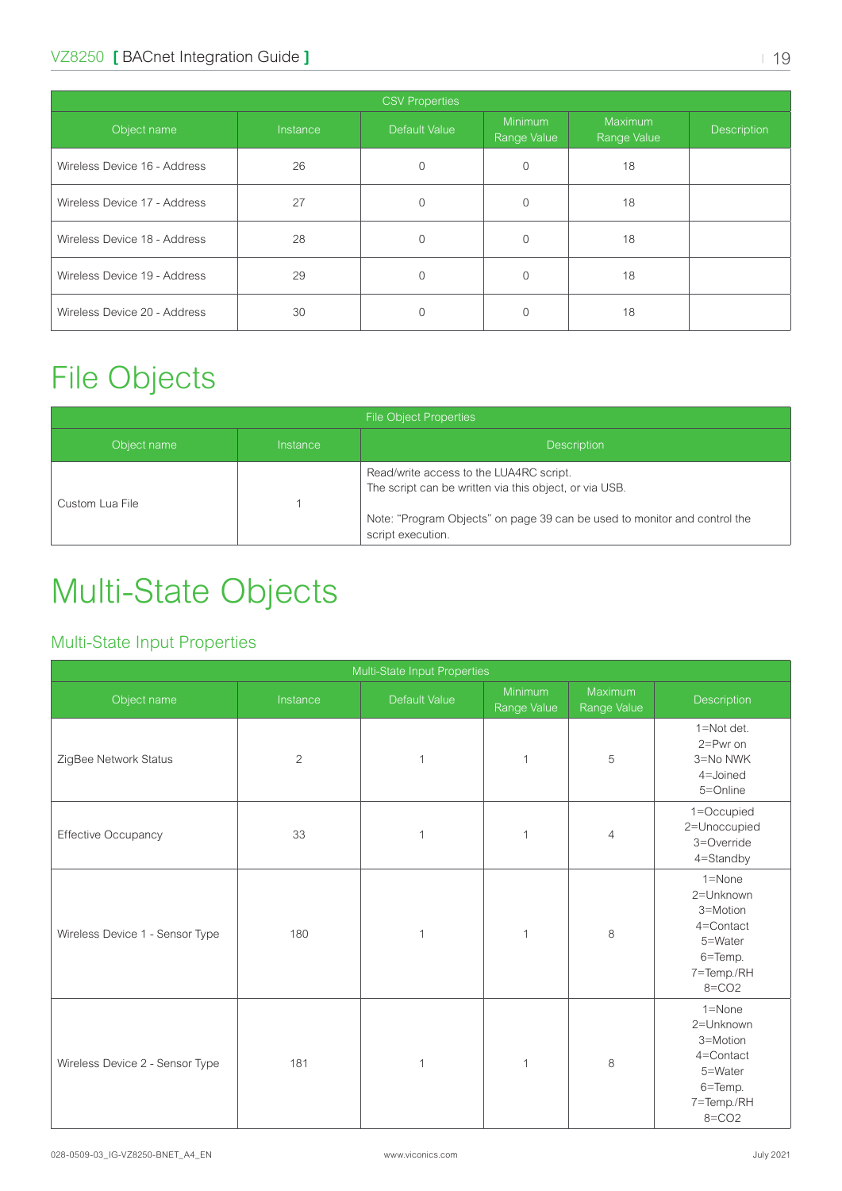| CSV Properties | | | | | |
|---|---|---|---|---|---|
| Object name | Instance | Default Value | Minimum Range Value | Maximum Range Value | Description |
| Wireless Device 16 - Address | 26 | 0 | 0 | 18 | |
| Wireless Device 17 - Address | 27 | 0 | 0 | 18 | |
| Wireless Device 18 - Address | 28 | 0 | 0 | 18 | |
| Wireless Device 19 - Address | 29 | 0 | 0 | 18 | |
| Wireless Device 20 - Address | 30 | 0 | 0 | 18 | |

# File Objects

| File Object Properties | | |
|---|---|---|
| Object name | Instance | Description |
| Custom Lua File | 1 | Read/write access to the LUA4RC script.<br>The script can be written via this object, or via USB.<br><br>Note: "Program Objects" on page 39 can be used to monitor and control the script execution. |

# Multi-State Objects

## Multi-State Input Properties

| Multi-State Input Properties | | | | | |
|---|---|---|---|---|---|
| Object name | Instance | Default Value | Minimum Range Value | Maximum Range Value | Description |
| ZigBee Network Status | 2 | 1 | 1 | 5 | 1=Not det.<br>2=Pwr on<br>3=No NWK<br>4=Joined<br>5=Online |
| Effective Occupancy | 33 | 1 | 1 | 4 | 1=Occupied<br>2=Unoccupied<br>3=Override<br>4=Standby |
| Wireless Device 1 - Sensor Type | 180 | 1 | 1 | 8 | 1=None<br>2=Unknown<br>3=Motion<br>4=Contact<br>5=Water<br>6=Temp.<br>7=Temp./RH<br>8=CO2 |
| Wireless Device 2 - Sensor Type | 181 | 1 | 1 | 8 | 1=None<br>2=Unknown<br>3=Motion<br>4=Contact<br>5=Water<br>6=Temp.<br>7=Temp./RH<br>8=CO2 |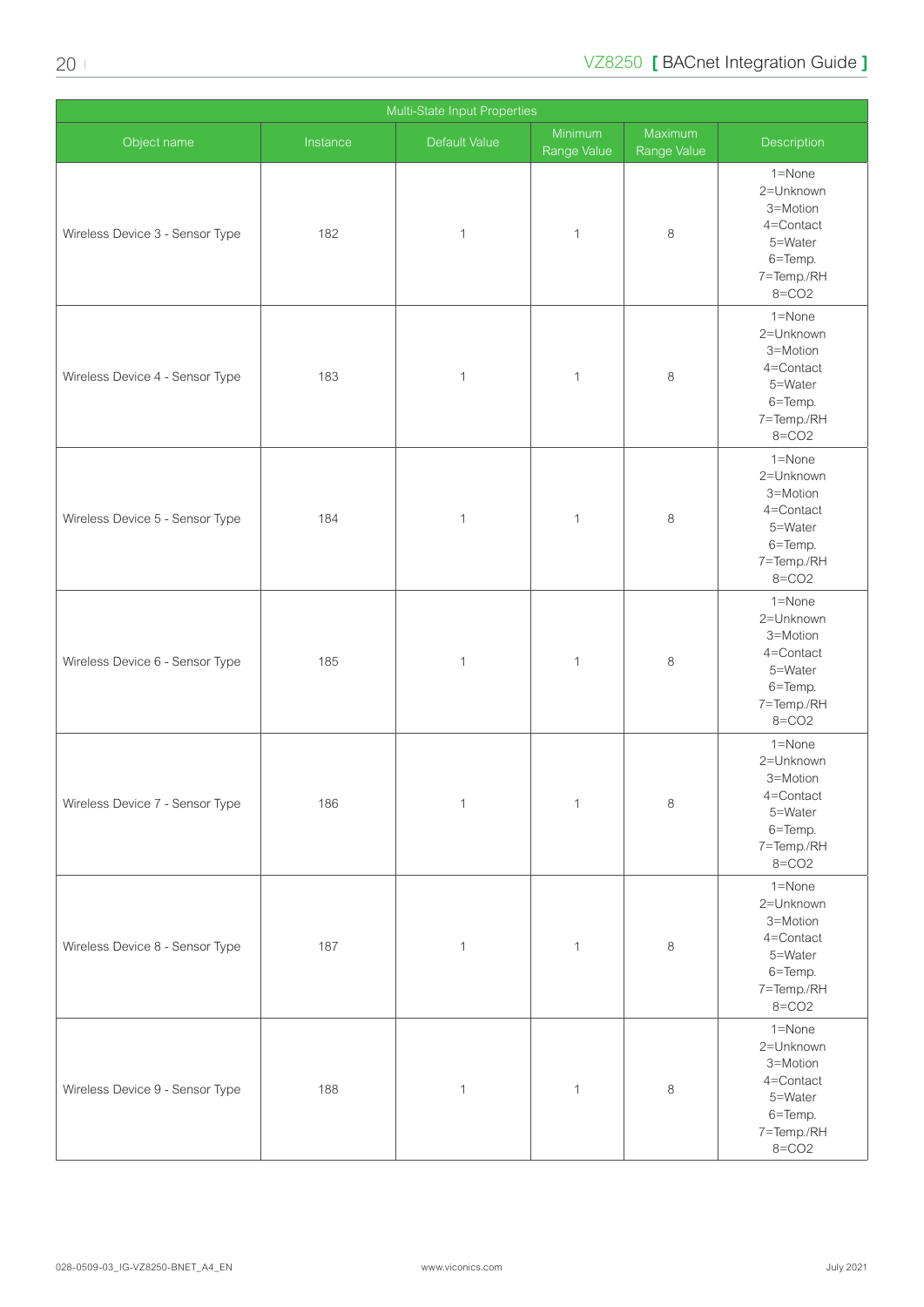| Multi-State Input Properties | | | | | |
|---|---|---|---|---|---|
| Object name | Instance | Default Value | Minimum Range Value | Maximum Range Value | Description |
| Wireless Device 3 - Sensor Type | 182 | 1 | 1 | 8 | 1=None<br>2=Unknown<br>3=Motion<br>4=Contact<br>5=Water<br>6=Temp.<br>7=Temp./RH<br>8=CO2 |
| Wireless Device 4 - Sensor Type | 183 | 1 | 1 | 8 | 1=None<br>2=Unknown<br>3=Motion<br>4=Contact<br>5=Water<br>6=Temp.<br>7=Temp./RH<br>8=CO2 |
| Wireless Device 5 - Sensor Type | 184 | 1 | 1 | 8 | 1=None<br>2=Unknown<br>3=Motion<br>4=Contact<br>5=Water<br>6=Temp.<br>7=Temp./RH<br>8=CO2 |
| Wireless Device 6 - Sensor Type | 185 | 1 | 1 | 8 | 1=None<br>2=Unknown<br>3=Motion<br>4=Contact<br>5=Water<br>6=Temp.<br>7=Temp./RH<br>8=CO2 |
| Wireless Device 7 - Sensor Type | 186 | 1 | 1 | 8 | 1=None<br>2=Unknown<br>3=Motion<br>4=Contact<br>5=Water<br>6=Temp.<br>7=Temp./RH<br>8=CO2 |
| Wireless Device 8 - Sensor Type | 187 | 1 | 1 | 8 | 1=None<br>2=Unknown<br>3=Motion<br>4=Contact<br>5=Water<br>6=Temp.<br>7=Temp./RH<br>8=CO2 |
| Wireless Device 9 - Sensor Type | 188 | 1 | 1 | 8 | 1=None<br>2=Unknown<br>3=Motion<br>4=Contact<br>5=Water<br>6=Temp.<br>7=Temp./RH<br>8=CO2 |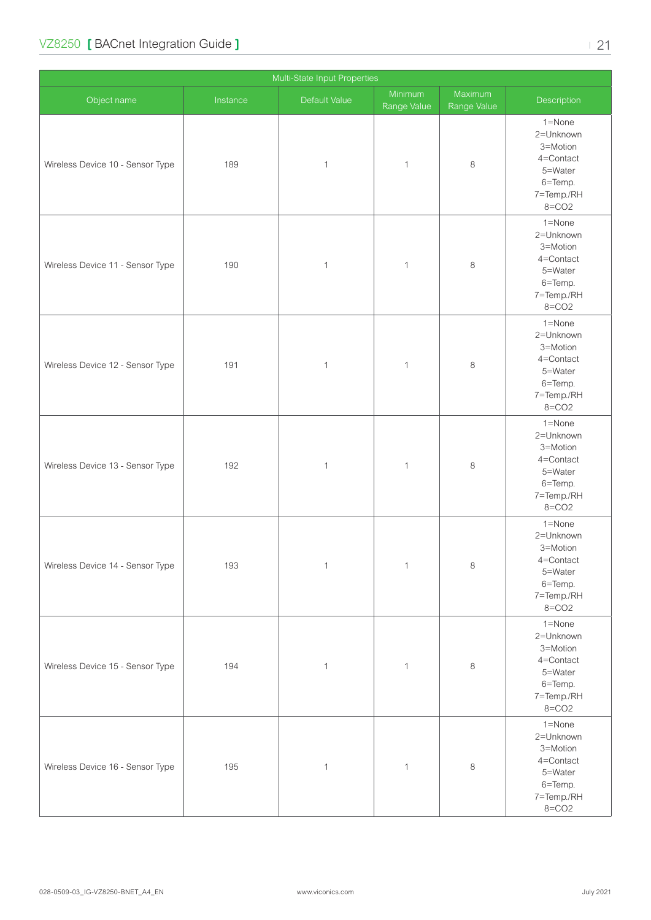| Multi-State Input Properties | | | | | |
|---|---|---|---|---|---|
| Object name | Instance | Default Value | Minimum Range Value | Maximum Range Value | Description |
| Wireless Device 10 - Sensor Type | 189 | 1 | 1 | 8 | 1=None<br>2=Unknown<br>3=Motion<br>4=Contact<br>5=Water<br>6=Temp.<br>7=Temp./RH<br>8=CO2 |
| Wireless Device 11 - Sensor Type | 190 | 1 | 1 | 8 | 1=None<br>2=Unknown<br>3=Motion<br>4=Contact<br>5=Water<br>6=Temp.<br>7=Temp./RH<br>8=CO2 |
| Wireless Device 12 - Sensor Type | 191 | 1 | 1 | 8 | 1=None<br>2=Unknown<br>3=Motion<br>4=Contact<br>5=Water<br>6=Temp.<br>7=Temp./RH<br>8=CO2 |
| Wireless Device 13 - Sensor Type | 192 | 1 | 1 | 8 | 1=None<br>2=Unknown<br>3=Motion<br>4=Contact<br>5=Water<br>6=Temp.<br>7=Temp./RH<br>8=CO2 |
| Wireless Device 14 - Sensor Type | 193 | 1 | 1 | 8 | 1=None<br>2=Unknown<br>3=Motion<br>4=Contact<br>5=Water<br>6=Temp.<br>7=Temp./RH<br>8=CO2 |
| Wireless Device 15 - Sensor Type | 194 | 1 | 1 | 8 | 1=None<br>2=Unknown<br>3=Motion<br>4=Contact<br>5=Water<br>6=Temp.<br>7=Temp./RH<br>8=CO2 |
| Wireless Device 16 - Sensor Type | 195 | 1 | 1 | 8 | 1=None<br>2=Unknown<br>3=Motion<br>4=Contact<br>5=Water<br>6=Temp.<br>7=Temp./RH<br>8=CO2 |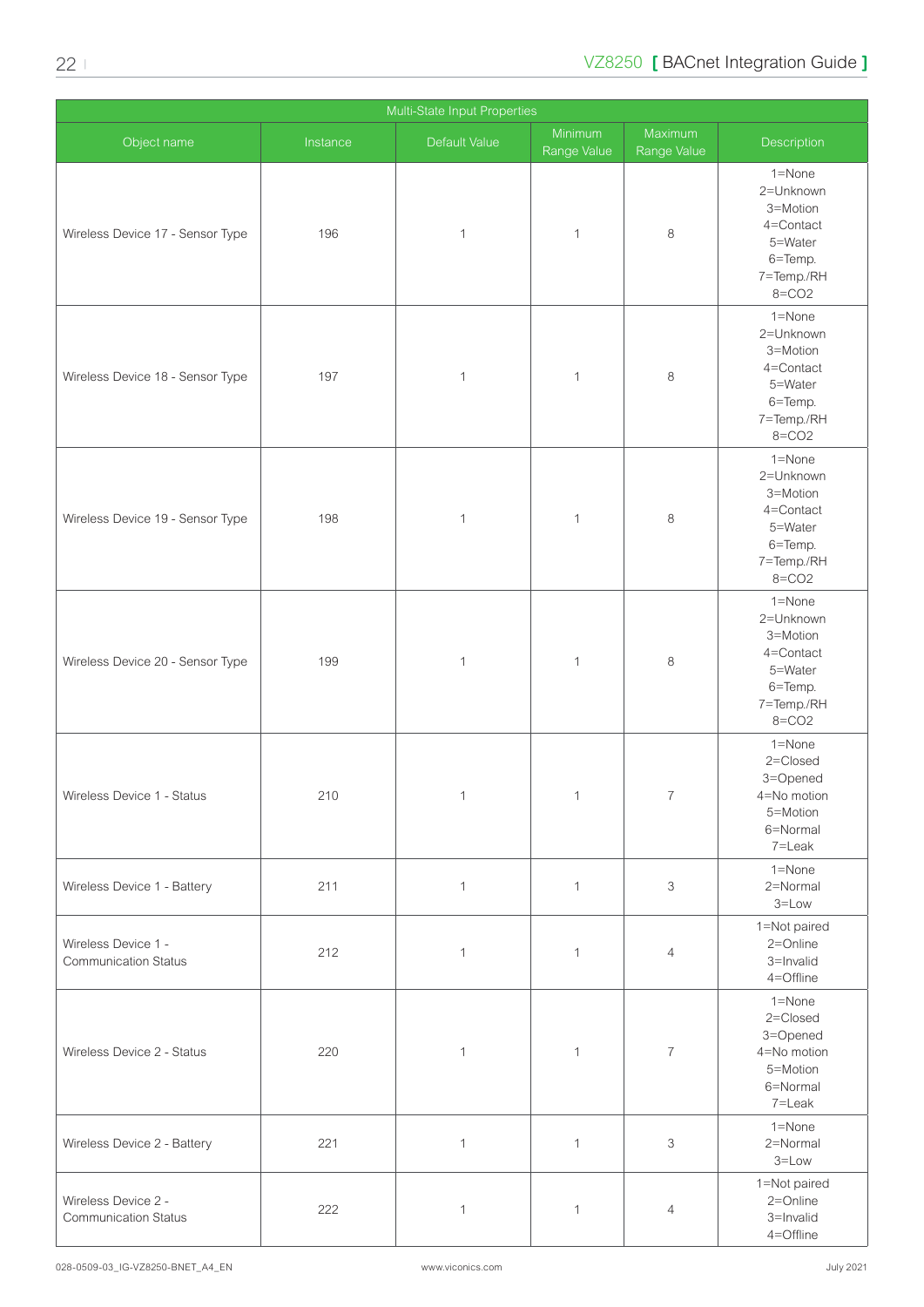| Multi-State Input Properties | | | | | |
|---|---|---|---|---|---|
| Object name | Instance | Default Value | Minimum Range Value | Maximum Range Value | Description |
| Wireless Device 17 - Sensor Type | 196 | 1 | 1 | 8 | 1=None<br>2=Unknown<br>3=Motion<br>4=Contact<br>5=Water<br>6=Temp.<br>7=Temp./RH<br>8=CO2 |
| Wireless Device 18 - Sensor Type | 197 | 1 | 1 | 8 | 1=None<br>2=Unknown<br>3=Motion<br>4=Contact<br>5=Water<br>6=Temp.<br>7=Temp./RH<br>8=CO2 |
| Wireless Device 19 - Sensor Type | 198 | 1 | 1 | 8 | 1=None<br>2=Unknown<br>3=Motion<br>4=Contact<br>5=Water<br>6=Temp.<br>7=Temp./RH<br>8=CO2 |
| Wireless Device 20 - Sensor Type | 199 | 1 | 1 | 8 | 1=None<br>2=Unknown<br>3=Motion<br>4=Contact<br>5=Water<br>6=Temp.<br>7=Temp./RH<br>8=CO2 |
| Wireless Device 1 - Status | 210 | 1 | 1 | 7 | 1=None<br>2=Closed<br>3=Opened<br>4=No motion<br>5=Motion<br>6=Normal<br>7=Leak |
| Wireless Device 1 - Battery | 211 | 1 | 1 | 3 | 1=None<br>2=Normal<br>3=Low |
| Wireless Device 1 - Communication Status | 212 | 1 | 1 | 4 | 1=Not paired<br>2=Online<br>3=Invalid<br>4=Offline |
| Wireless Device 2 - Status | 220 | 1 | 1 | 7 | 1=None<br>2=Closed<br>3=Opened<br>4=No motion<br>5=Motion<br>6=Normal<br>7=Leak |
| Wireless Device 2 - Battery | 221 | 1 | 1 | 3 | 1=None<br>2=Normal<br>3=Low |
| Wireless Device 2 - Communication Status | 222 | 1 | 1 | 4 | 1=Not paired<br>2=Online<br>3=Invalid<br>4=Offline |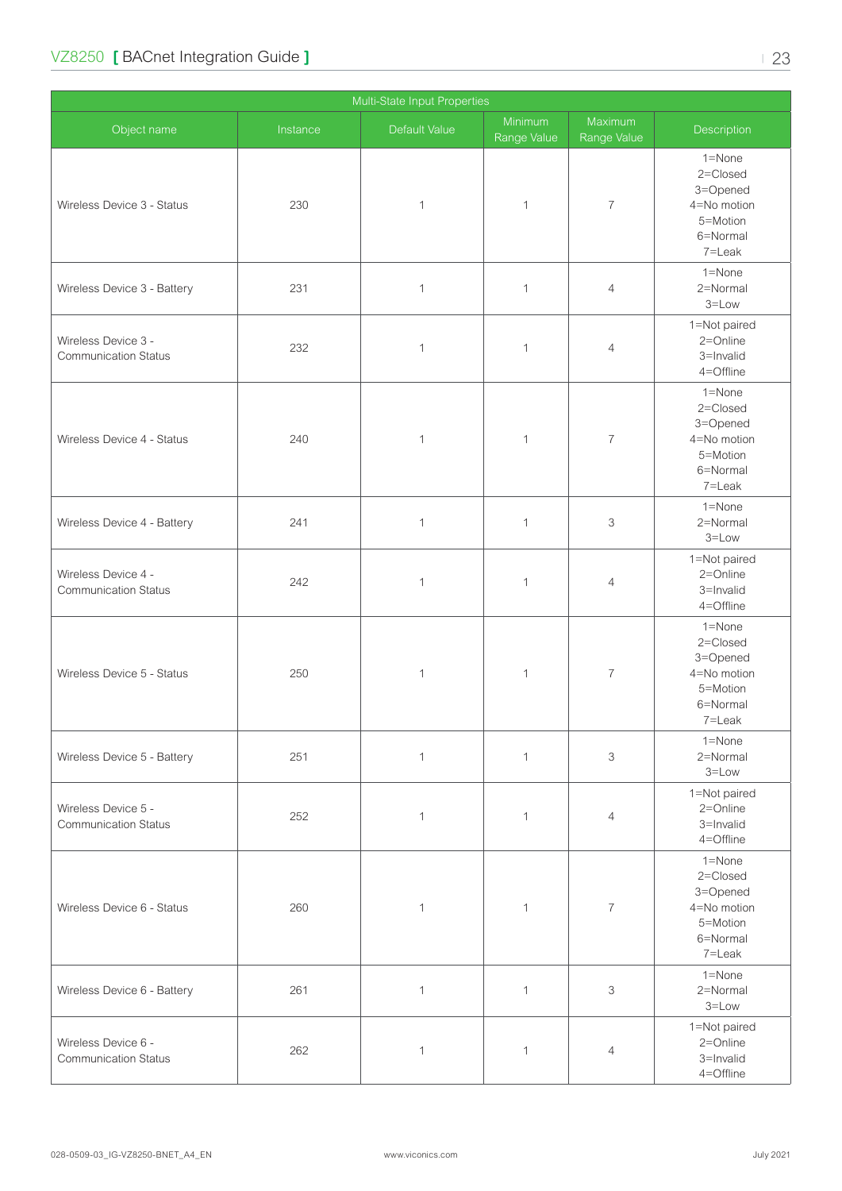| Multi-State Input Properties | | | | | |
|---|---|---|---|---|---|
| Object name | Instance | Default Value | Minimum Range Value | Maximum Range Value | Description |
| Wireless Device 3 - Status | 230 | 1 | 1 | 7 | 1=None<br>2=Closed<br>3=Opened<br>4=No motion<br>5=Motion<br>6=Normal<br>7=Leak |
| Wireless Device 3 - Battery | 231 | 1 | 1 | 4 | 1=None<br>2=Normal<br>3=Low |
| Wireless Device 3 - Communication Status | 232 | 1 | 1 | 4 | 1=Not paired<br>2=Online<br>3=Invalid<br>4=Offline |
| Wireless Device 4 - Status | 240 | 1 | 1 | 7 | 1=None<br>2=Closed<br>3=Opened<br>4=No motion<br>5=Motion<br>6=Normal<br>7=Leak |
| Wireless Device 4 - Battery | 241 | 1 | 1 | 3 | 1=None<br>2=Normal<br>3=Low |
| Wireless Device 4 - Communication Status | 242 | 1 | 1 | 4 | 1=Not paired<br>2=Online<br>3=Invalid<br>4=Offline |
| Wireless Device 5 - Status | 250 | 1 | 1 | 7 | 1=None<br>2=Closed<br>3=Opened<br>4=No motion<br>5=Motion<br>6=Normal<br>7=Leak |
| Wireless Device 5 - Battery | 251 | 1 | 1 | 3 | 1=None<br>2=Normal<br>3=Low |
| Wireless Device 5 - Communication Status | 252 | 1 | 1 | 4 | 1=Not paired<br>2=Online<br>3=Invalid<br>4=Offline |
| Wireless Device 6 - Status | 260 | 1 | 1 | 7 | 1=None<br>2=Closed<br>3=Opened<br>4=No motion<br>5=Motion<br>6=Normal<br>7=Leak |
| Wireless Device 6 - Battery | 261 | 1 | 1 | 3 | 1=None<br>2=Normal<br>3=Low |
| Wireless Device 6 - Communication Status | 262 | 1 | 1 | 4 | 1=Not paired<br>2=Online<br>3=Invalid<br>4=Offline |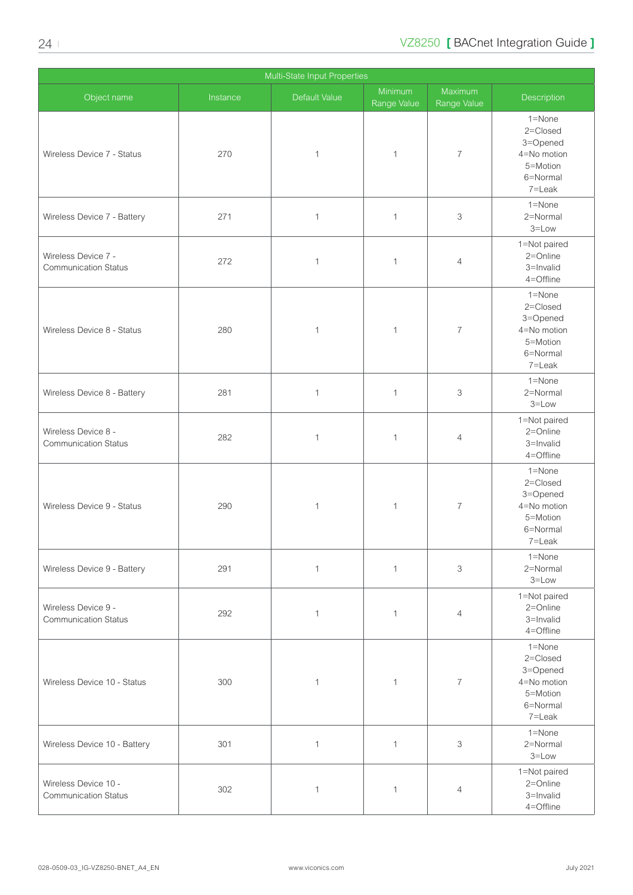| Multi-State Input Properties | | | | | |
|---|---|---|---|---|---|
| Object name | Instance | Default Value | Minimum Range Value | Maximum Range Value | Description |
| Wireless Device 7 - Status | 270 | 1 | 1 | 7 | 1=None<br>2=Closed<br>3=Opened<br>4=No motion<br>5=Motion<br>6=Normal<br>7=Leak |
| Wireless Device 7 - Battery | 271 | 1 | 1 | 3 | 1=None<br>2=Normal<br>3=Low |
| Wireless Device 7 - Communication Status | 272 | 1 | 1 | 4 | 1=Not paired<br>2=Online<br>3=Invalid<br>4=Offline |
| Wireless Device 8 - Status | 280 | 1 | 1 | 7 | 1=None<br>2=Closed<br>3=Opened<br>4=No motion<br>5=Motion<br>6=Normal<br>7=Leak |
| Wireless Device 8 - Battery | 281 | 1 | 1 | 3 | 1=None<br>2=Normal<br>3=Low |
| Wireless Device 8 - Communication Status | 282 | 1 | 1 | 4 | 1=Not paired<br>2=Online<br>3=Invalid<br>4=Offline |
| Wireless Device 9 - Status | 290 | 1 | 1 | 7 | 1=None<br>2=Closed<br>3=Opened<br>4=No motion<br>5=Motion<br>6=Normal<br>7=Leak |
| Wireless Device 9 - Battery | 291 | 1 | 1 | 3 | 1=None<br>2=Normal<br>3=Low |
| Wireless Device 9 - Communication Status | 292 | 1 | 1 | 4 | 1=Not paired<br>2=Online<br>3=Invalid<br>4=Offline |
| Wireless Device 10 - Status | 300 | 1 | 1 | 7 | 1=None<br>2=Closed<br>3=Opened<br>4=No motion<br>5=Motion<br>6=Normal<br>7=Leak |
| Wireless Device 10 - Battery | 301 | 1 | 1 | 3 | 1=None<br>2=Normal<br>3=Low |
| Wireless Device 10 - Communication Status | 302 | 1 | 1 | 4 | 1=Not paired<br>2=Online<br>3=Invalid<br>4=Offline |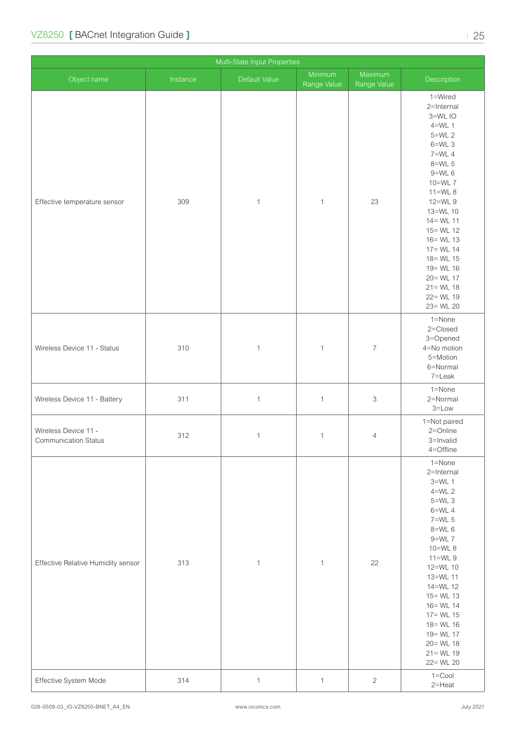| Multi-State Input Properties | | | | | |
|---|---|---|---|---|---|
| Object name | Instance | Default Value | Minimum Range Value | Maximum Range Value | Description |
| Effective temperature sensor | 309 | 1 | 1 | 23 | 1=Wired<br>2=Internal<br>3=WL IO<br>4=WL 1<br>5=WL 2<br>6=WL 3<br>7=WL 4<br>8=WL 5<br>9=WL 6<br>10=WL 7<br>11=WL 8<br>12=WL 9<br>13=WL 10<br>14= WL 11<br>15= WL 12<br>16= WL 13<br>17= WL 14<br>18= WL 15<br>19= WL 16<br>20= WL 17<br>21= WL 18<br>22= WL 19<br>23= WL 20 |
| Wireless Device 11 - Status | 310 | 1 | 1 | 7 | 1=None<br>2=Closed<br>3=Opened<br>4=No motion<br>5=Motion<br>6=Normal<br>7=Leak |
| Wireless Device 11 - Battery | 311 | 1 | 1 | 3 | 1=None<br>2=Normal<br>3=Low |
| Wireless Device 11 - Communication Status | 312 | 1 | 1 | 4 | 1=Not paired<br>2=Online<br>3=Invalid<br>4=Offline |
| Effective Relative Humidity sensor | 313 | 1 | 1 | 22 | 1=None<br>2=Internal<br>3=WL 1<br>4=WL 2<br>5=WL 3<br>6=WL 4<br>7=WL 5<br>8=WL 6<br>9=WL 7<br>10=WL 8<br>11=WL 9<br>12=WL 10<br>13=WL 11<br>14=WL 12<br>15= WL 13<br>16= WL 14<br>17= WL 15<br>18= WL 16<br>19= WL 17<br>20= WL 18<br>21= WL 19<br>22= WL 20 |
| Effective System Mode | 314 | 1 | 1 | 2 | 1=Cool<br>2=Heat |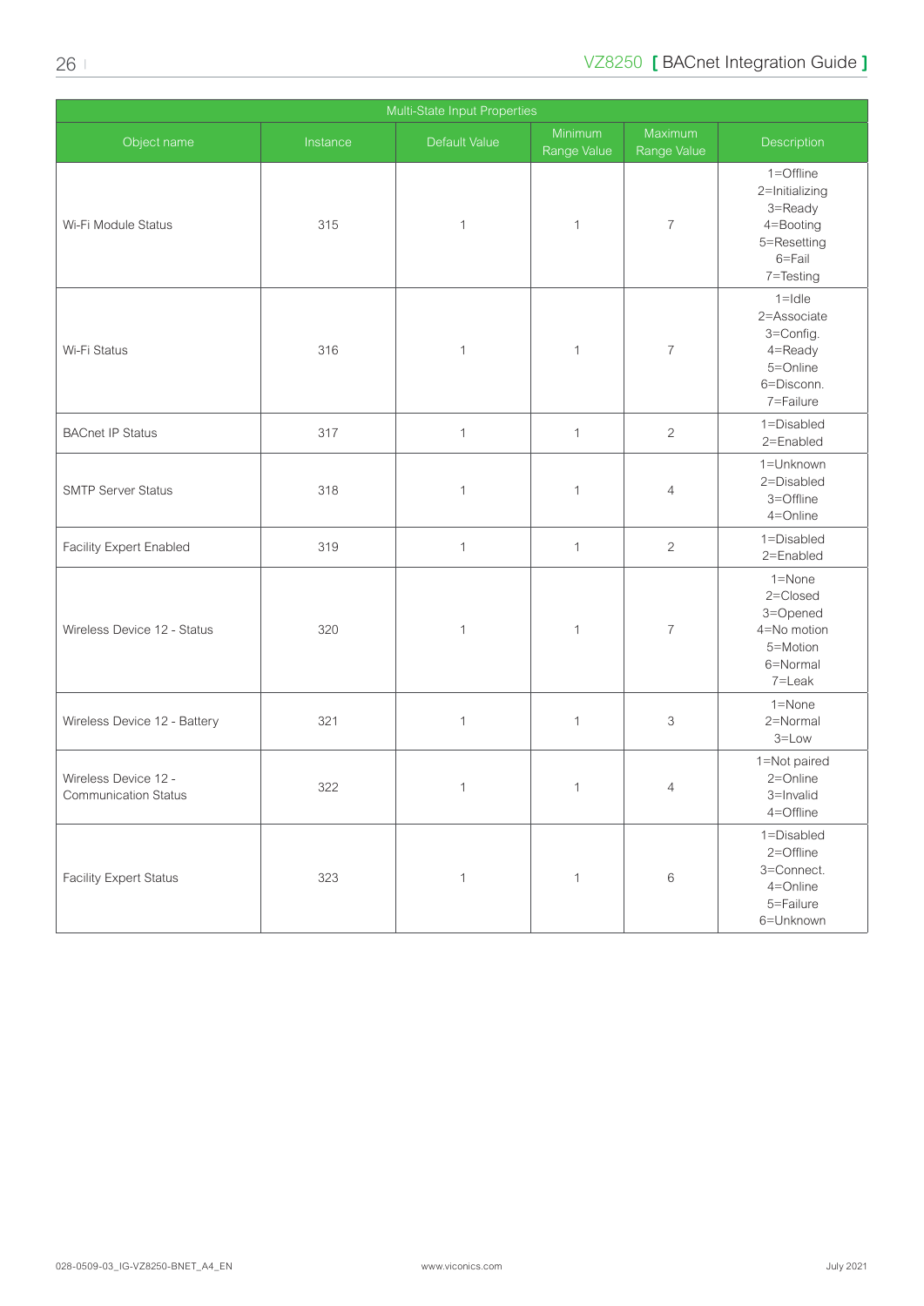| Multi-State Input Properties | | | | | |
|---|---|---|---|---|---|
| Object name | Instance | Default Value | Minimum Range Value | Maximum Range Value | Description |
| Wi-Fi Module Status | 315 | 1 | 1 | 7 | 1=Offline<br>2=Initializing<br>3=Ready<br>4=Booting<br>5=Resetting<br>6=Fail<br>7=Testing |
| Wi-Fi Status | 316 | 1 | 1 | 7 | 1=Idle<br>2=Associate<br>3=Config.<br>4=Ready<br>5=Online<br>6=Disconn.<br>7=Failure |
| BACnet IP Status | 317 | 1 | 1 | 2 | 1=Disabled<br>2=Enabled |
| SMTP Server Status | 318 | 1 | 1 | 4 | 1=Unknown<br>2=Disabled<br>3=Offline<br>4=Online |
| Facility Expert Enabled | 319 | 1 | 1 | 2 | 1=Disabled<br>2=Enabled |
| Wireless Device 12 - Status | 320 | 1 | 1 | 7 | 1=None<br>2=Closed<br>3=Opened<br>4=No motion<br>5=Motion<br>6=Normal<br>7=Leak |
| Wireless Device 12 - Battery | 321 | 1 | 1 | 3 | 1=None<br>2=Normal<br>3=Low |
| Wireless Device 12 - Communication Status | 322 | 1 | 1 | 4 | 1=Not paired<br>2=Online<br>3=Invalid<br>4=Offline |
| Facility Expert Status | 323 | 1 | 1 | 6 | 1=Disabled<br>2=Offline<br>3=Connect.<br>4=Online<br>5=Failure<br>6=Unknown |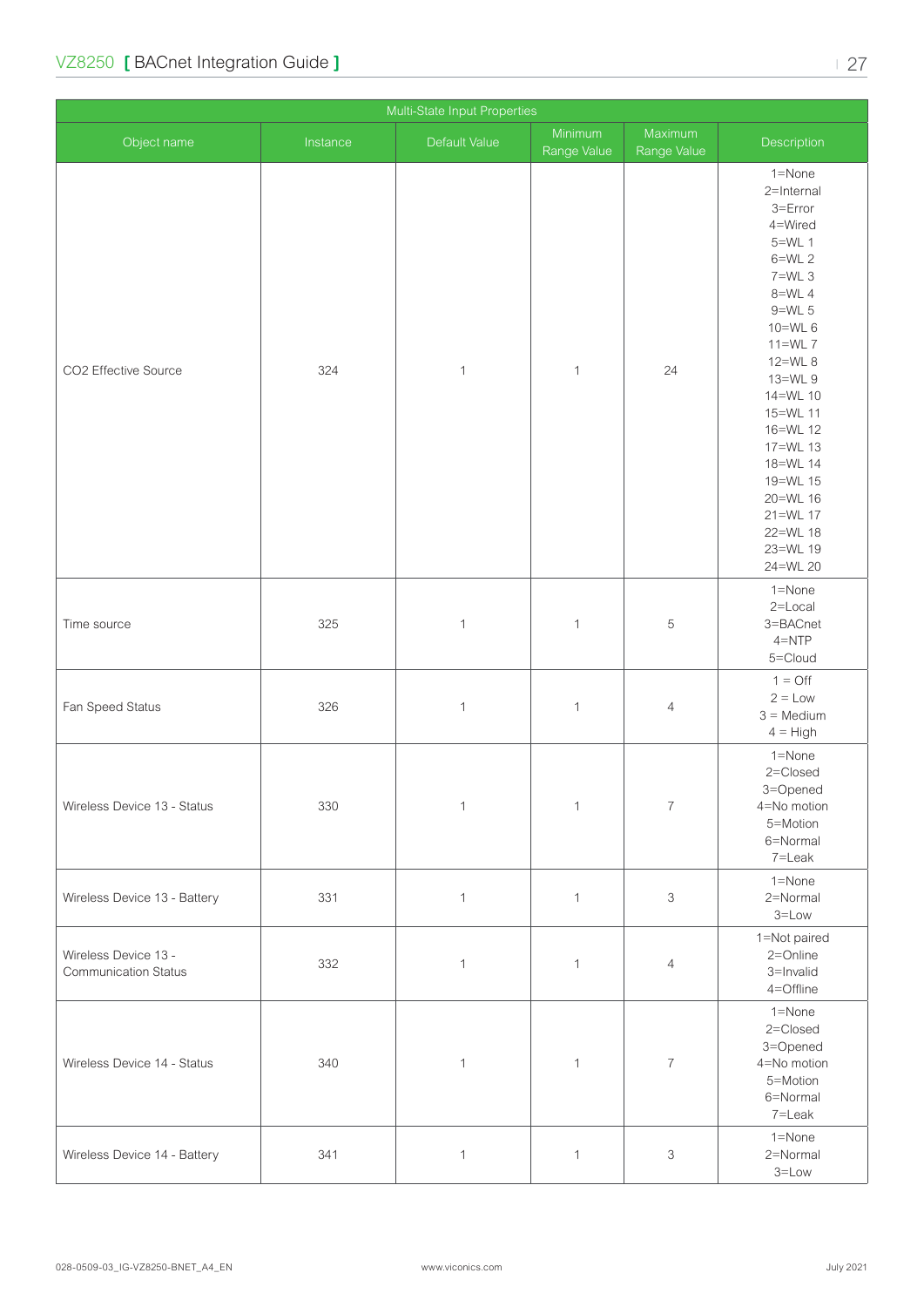| Multi-State Input Properties | | | | | |
|---|---|---|---|---|---|
| Object name | Instance | Default Value | Minimum Range Value | Maximum Range Value | Description |
| CO2 Effective Source | 324 | 1 | 1 | 24 | 1=None<br>2=Internal<br>3=Error<br>4=Wired<br>5=WL 1<br>6=WL 2<br>7=WL 3<br>8=WL 4<br>9=WL 5<br>10=WL 6<br>11=WL 7<br>12=WL 8<br>13=WL 9<br>14=WL 10<br>15=WL 11<br>16=WL 12<br>17=WL 13<br>18=WL 14<br>19=WL 15<br>20=WL 16<br>21=WL 17<br>22=WL 18<br>23=WL 19<br>24=WL 20 |
| Time source | 325 | 1 | 1 | 5 | 1=None<br>2=Local<br>3=BACnet<br>4=NTP<br>5=Cloud |
| Fan Speed Status | 326 | 1 | 1 | 4 | 1 = Off<br>2 = Low<br>3 = Medium<br>4 = High |
| Wireless Device 13 - Status | 330 | 1 | 1 | 7 | 1=None<br>2=Closed<br>3=Opened<br>4=No motion<br>5=Motion<br>6=Normal<br>7=Leak |
| Wireless Device 13 - Battery | 331 | 1 | 1 | 3 | 1=None<br>2=Normal<br>3=Low |
| Wireless Device 13 - Communication Status | 332 | 1 | 1 | 4 | 1=Not paired<br>2=Online<br>3=Invalid<br>4=Offline |
| Wireless Device 14 - Status | 340 | 1 | 1 | 7 | 1=None<br>2=Closed<br>3=Opened<br>4=No motion<br>5=Motion<br>6=Normal<br>7=Leak |
| Wireless Device 14 - Battery | 341 | 1 | 1 | 3 | 1=None<br>2=Normal<br>3=Low |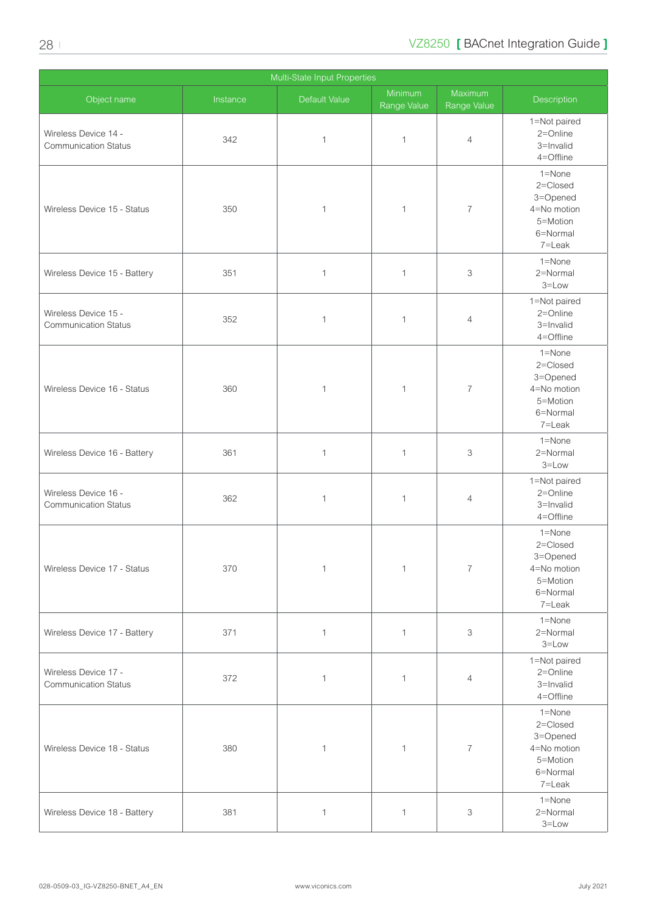| Multi-State Input Properties | | | | | |
|---|---|---|---|---|---|
| Object name | Instance | Default Value | Minimum Range Value | Maximum Range Value | Description |
| Wireless Device 14 - Communication Status | 342 | 1 | 1 | 4 | 1=Not paired<br>2=Online<br>3=Invalid<br>4=Offline |
| Wireless Device 15 - Status | 350 | 1 | 1 | 7 | 1=None<br>2=Closed<br>3=Opened<br>4=No motion<br>5=Motion<br>6=Normal<br>7=Leak |
| Wireless Device 15 - Battery | 351 | 1 | 1 | 3 | 1=None<br>2=Normal<br>3=Low |
| Wireless Device 15 - Communication Status | 352 | 1 | 1 | 4 | 1=Not paired<br>2=Online<br>3=Invalid<br>4=Offline |
| Wireless Device 16 - Status | 360 | 1 | 1 | 7 | 1=None<br>2=Closed<br>3=Opened<br>4=No motion<br>5=Motion<br>6=Normal<br>7=Leak |
| Wireless Device 16 - Battery | 361 | 1 | 1 | 3 | 1=None<br>2=Normal<br>3=Low |
| Wireless Device 16 - Communication Status | 362 | 1 | 1 | 4 | 1=Not paired<br>2=Online<br>3=Invalid<br>4=Offline |
| Wireless Device 17 - Status | 370 | 1 | 1 | 7 | 1=None<br>2=Closed<br>3=Opened<br>4=No motion<br>5=Motion<br>6=Normal<br>7=Leak |
| Wireless Device 17 - Battery | 371 | 1 | 1 | 3 | 1=None<br>2=Normal<br>3=Low |
| Wireless Device 17 - Communication Status | 372 | 1 | 1 | 4 | 1=Not paired<br>2=Online<br>3=Invalid<br>4=Offline |
| Wireless Device 18 - Status | 380 | 1 | 1 | 7 | 1=None<br>2=Closed<br>3=Opened<br>4=No motion<br>5=Motion<br>6=Normal<br>7=Leak |
| Wireless Device 18 - Battery | 381 | 1 | 1 | 3 | 1=None<br>2=Normal<br>3=Low |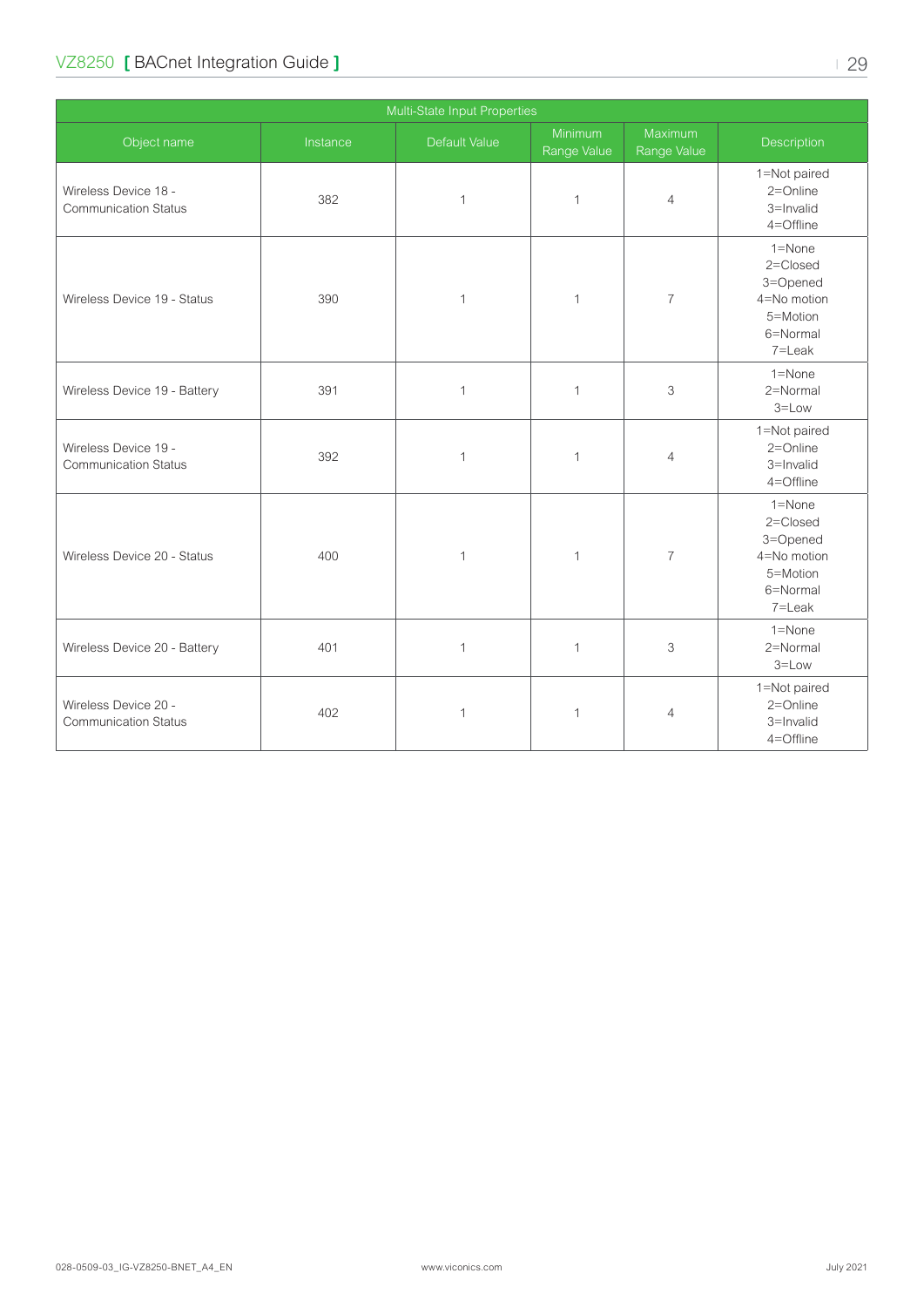| Multi-State Input Properties | | | | | |
|---|---|---|---|---|---|
| Object name | Instance | Default Value | Minimum Range Value | Maximum Range Value | Description |
| Wireless Device 18 - Communication Status | 382 | 1 | 1 | 4 | 1=Not paired<br>2=Online<br>3=Invalid<br>4=Offline |
| Wireless Device 19 - Status | 390 | 1 | 1 | 7 | 1=None<br>2=Closed<br>3=Opened<br>4=No motion<br>5=Motion<br>6=Normal<br>7=Leak |
| Wireless Device 19 - Battery | 391 | 1 | 1 | 3 | 1=None<br>2=Normal<br>3=Low |
| Wireless Device 19 - Communication Status | 392 | 1 | 1 | 4 | 1=Not paired<br>2=Online<br>3=Invalid<br>4=Offline |
| Wireless Device 20 - Status | 400 | 1 | 1 | 7 | 1=None<br>2=Closed<br>3=Opened<br>4=No motion<br>5=Motion<br>6=Normal<br>7=Leak |
| Wireless Device 20 - Battery | 401 | 1 | 1 | 3 | 1=None<br>2=Normal<br>3=Low |
| Wireless Device 20 - Communication Status | 402 | 1 | 1 | 4 | 1=Not paired<br>2=Online<br>3=Invalid<br>4=Offline |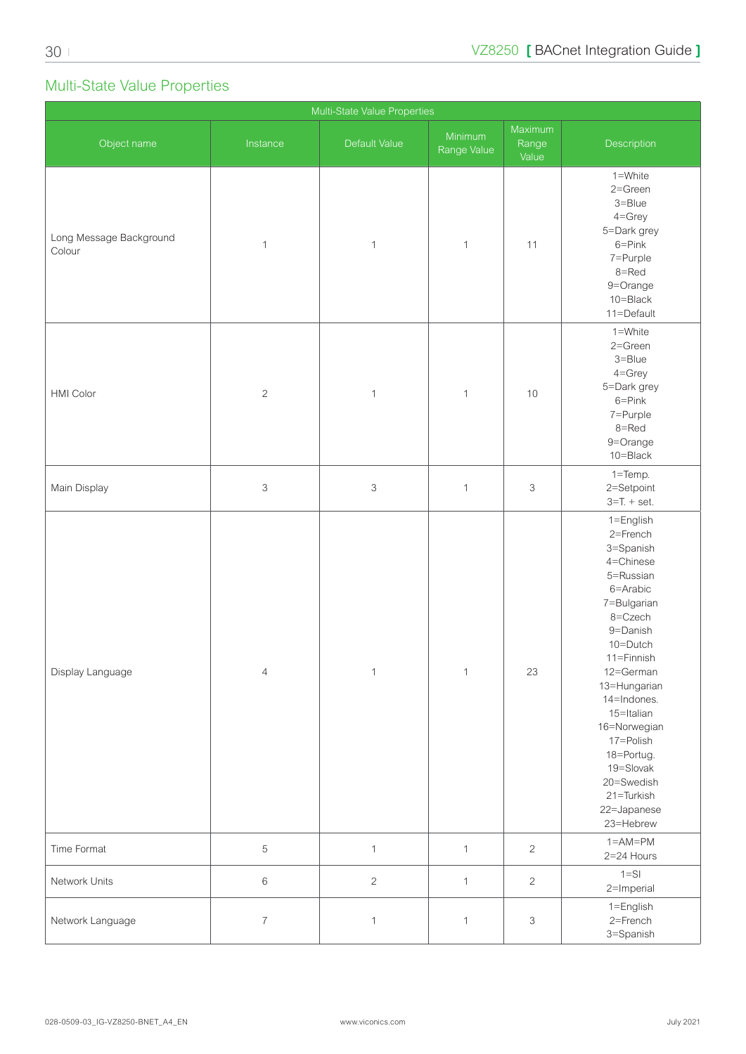## Multi-State Value Properties

| Multi-State Value Properties | | | | | |
|---|---|---|---|---|---|
| Object name | Instance | Default Value | Minimum Range Value | Maximum Range Value | Description |
| Long Message Background Colour | 1 | 1 | 1 | 11 | 1=White<br>2=Green<br>3=Blue<br>4=Grey<br>5=Dark grey<br>6=Pink<br>7=Purple<br>8=Red<br>9=Orange<br>10=Black<br>11=Default |
| HMI Color | 2 | 1 | 1 | 10 | 1=White<br>2=Green<br>3=Blue<br>4=Grey<br>5=Dark grey<br>6=Pink<br>7=Purple<br>8=Red<br>9=Orange<br>10=Black |
| Main Display | 3 | 3 | 1 | 3 | 1=Temp.<br>2=Setpoint<br>3=T. + set. |
| Display Language | 4 | 1 | 1 | 23 | 1=English<br>2=French<br>3=Spanish<br>4=Chinese<br>5=Russian<br>6=Arabic<br>7=Bulgarian<br>8=Czech<br>9=Danish<br>10=Dutch<br>11=Finnish<br>12=German<br>13=Hungarian<br>14=Indones.<br>15=Italian<br>16=Norwegian<br>17=Polish<br>18=Portug.<br>19=Slovak<br>20=Swedish<br>21=Turkish<br>22=Japanese<br>23=Hebrew |
| Time Format | 5 | 1 | 1 | 2 | 1=AM=PM<br>2=24 Hours |
| Network Units | 6 | 2 | 1 | 2 | 1=SI<br>2=Imperial |
| Network Language | 7 | 1 | 1 | 3 | 1=English<br>2=French<br>3=Spanish |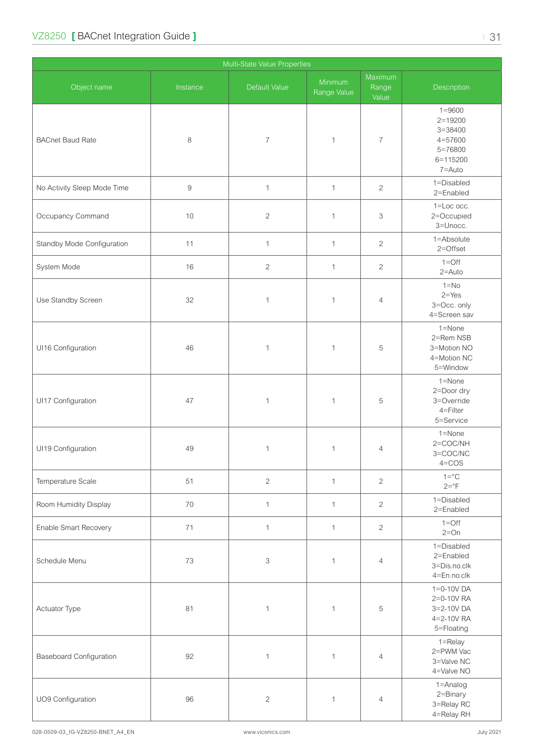| Multi-State Value Properties | | | | | |
|---|---|---|---|---|---|
| Object name | Instance | Default Value | Minimum Range Value | Maximum Range Value | Description |
| BACnet Baud Rate | 8 | 7 | 1 | 7 | 1=9600<br>2=19200<br>3=38400<br>4=57600<br>5=76800<br>6=115200<br>7=Auto |
| No Activity Sleep Mode Time | 9 | 1 | 1 | 2 | 1=Disabled<br>2=Enabled |
| Occupancy Command | 10 | 2 | 1 | 3 | 1=Loc occ.<br>2=Occupied<br>3=Unocc. |
| Standby Mode Configuration | 11 | 1 | 1 | 2 | 1=Absolute<br>2=Offset |
| System Mode | 16 | 2 | 1 | 2 | 1=Off<br>2=Auto |
| Use Standby Screen | 32 | 1 | 1 | 4 | 1=No<br>2=Yes<br>3=Occ. only<br>4=Screen sav |
| UI16 Configuration | 46 | 1 | 1 | 5 | 1=None<br>2=Rem NSB<br>3=Motion NO<br>4=Motion NC<br>5=Window |
| UI17 Configuration | 47 | 1 | 1 | 5 | 1=None<br>2=Door dry<br>3=Override<br>4=Filter<br>5=Service |
| UI19 Configuration | 49 | 1 | 1 | 4 | 1=None<br>2=COC/NH<br>3=COC/NC<br>4=COS |
| Temperature Scale | 51 | 2 | 1 | 2 | 1=°C<br>2=°F |
| Room Humidity Display | 70 | 1 | 1 | 2 | 1=Disabled<br>2=Enabled |
| Enable Smart Recovery | 71 | 1 | 1 | 2 | 1=Off<br>2=On |
| Schedule Menu | 73 | 3 | 1 | 4 | 1=Disabled<br>2=Enabled<br>3=Dis.no.clk<br>4=En.no.clk |
| Actuator Type | 81 | 1 | 1 | 5 | 1=0-10V DA<br>2=0-10V RA<br>3=2-10V DA<br>4=2-10V RA<br>5=Floating |
| Baseboard Configuration | 92 | 1 | 1 | 4 | 1=Relay<br>2=PWM Vac<br>3=Valve NC<br>4=Valve NO |
| UO9 Configuration | 96 | 2 | 1 | 4 | 1=Analog<br>2=Binary<br>3=Relay RC<br>4=Relay RH |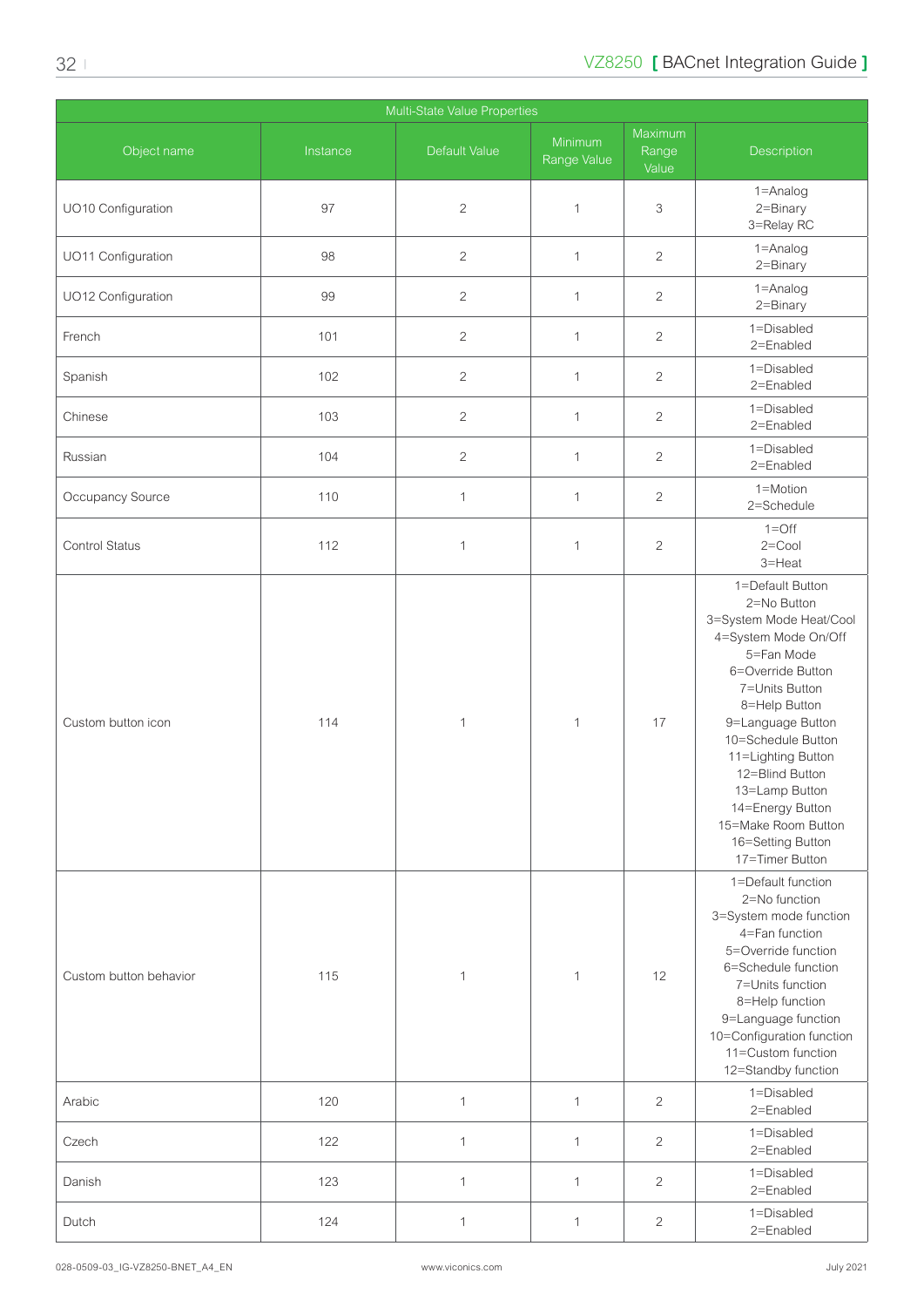| Multi-State Value Properties | | | | | |
|---|---|---|---|---|---|
| Object name | Instance | Default Value | Minimum Range Value | Maximum Range Value | Description |
| UO10 Configuration | 97 | 2 | 1 | 3 | 1=Analog<br>2=Binary<br>3=Relay RC |
| UO11 Configuration | 98 | 2 | 1 | 2 | 1=Analog<br>2=Binary |
| UO12 Configuration | 99 | 2 | 1 | 2 | 1=Analog<br>2=Binary |
| French | 101 | 2 | 1 | 2 | 1=Disabled<br>2=Enabled |
| Spanish | 102 | 2 | 1 | 2 | 1=Disabled<br>2=Enabled |
| Chinese | 103 | 2 | 1 | 2 | 1=Disabled<br>2=Enabled |
| Russian | 104 | 2 | 1 | 2 | 1=Disabled<br>2=Enabled |
| Occupancy Source | 110 | 1 | 1 | 2 | 1=Motion<br>2=Schedule |
| Control Status | 112 | 1 | 1 | 2 | 1=Off<br>2=Cool<br>3=Heat |
| Custom button icon | 114 | 1 | 1 | 17 | 1=Default Button<br>2=No Button<br>3=System Mode Heat/Cool<br>4=System Mode On/Off<br>5=Fan Mode<br>6=Override Button<br>7=Units Button<br>8=Help Button<br>9=Language Button<br>10=Schedule Button<br>11=Lighting Button<br>12=Blind Button<br>13=Lamp Button<br>14=Energy Button<br>15=Make Room Button<br>16=Setting Button<br>17=Timer Button |
| Custom button behavior | 115 | 1 | 1 | 12 | 1=Default function<br>2=No function<br>3=System mode function<br>4=Fan function<br>5=Override function<br>6=Schedule function<br>7=Units function<br>8=Help function<br>9=Language function<br>10=Configuration function<br>11=Custom function<br>12=Standby function |
| Arabic | 120 | 1 | 1 | 2 | 1=Disabled<br>2=Enabled |
| Czech | 122 | 1 | 1 | 2 | 1=Disabled<br>2=Enabled |
| Danish | 123 | 1 | 1 | 2 | 1=Disabled<br>2=Enabled |
| Dutch | 124 | 1 | 1 | 2 | 1=Disabled<br>2=Enabled |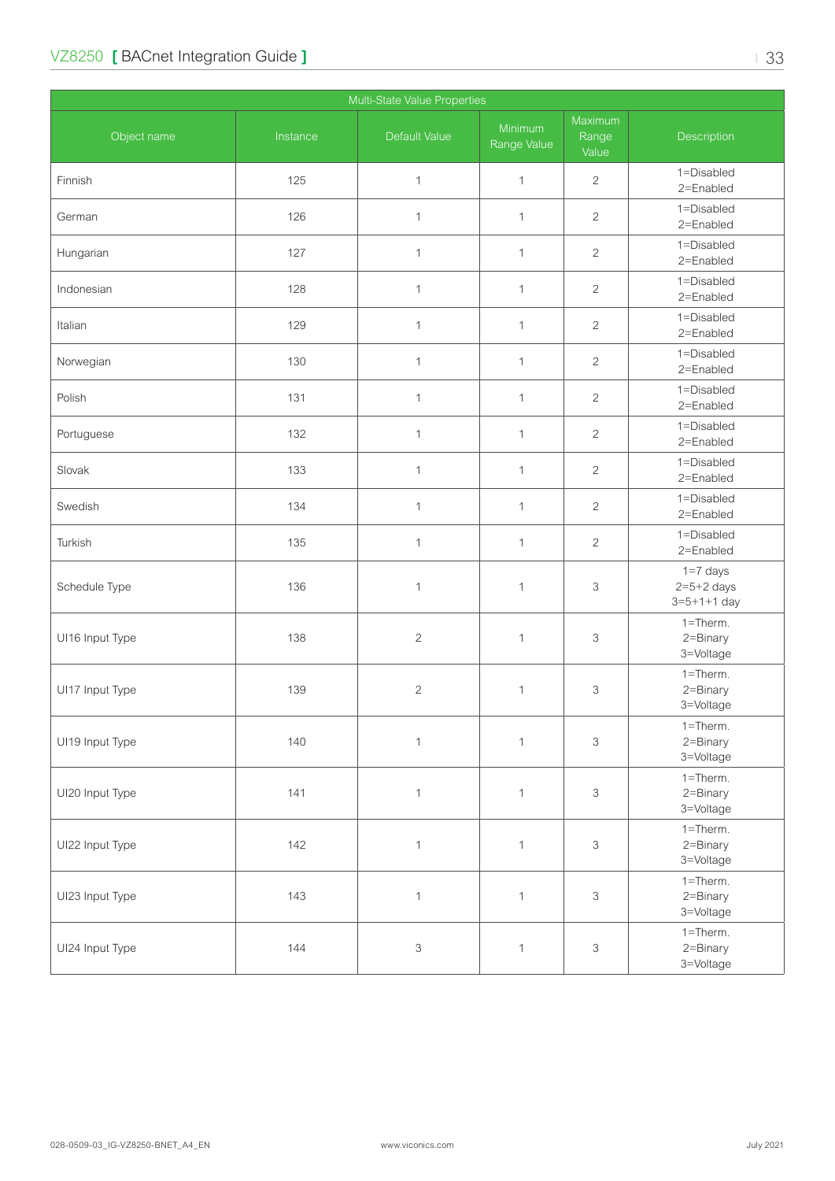| Multi-State Value Properties | | | | | |
|---|---|---|---|---|---|
| Object name | Instance | Default Value | Minimum Range Value | Maximum Range Value | Description |
| Finnish | 125 | 1 | 1 | 2 | 1=Disabled 2=Enabled |
| German | 126 | 1 | 1 | 2 | 1=Disabled 2=Enabled |
| Hungarian | 127 | 1 | 1 | 2 | 1=Disabled 2=Enabled |
| Indonesian | 128 | 1 | 1 | 2 | 1=Disabled 2=Enabled |
| Italian | 129 | 1 | 1 | 2 | 1=Disabled 2=Enabled |
| Norwegian | 130 | 1 | 1 | 2 | 1=Disabled 2=Enabled |
| Polish | 131 | 1 | 1 | 2 | 1=Disabled 2=Enabled |
| Portuguese | 132 | 1 | 1 | 2 | 1=Disabled 2=Enabled |
| Slovak | 133 | 1 | 1 | 2 | 1=Disabled 2=Enabled |
| Swedish | 134 | 1 | 1 | 2 | 1=Disabled 2=Enabled |
| Turkish | 135 | 1 | 1 | 2 | 1=Disabled 2=Enabled |
| Schedule Type | 136 | 1 | 1 | 3 | 1=7 days 2=5+2 days 3=5+1+1 day |
| UI16 Input Type | 138 | 2 | 1 | 3 | 1=Therm. 2=Binary 3=Voltage |
| UI17 Input Type | 139 | 2 | 1 | 3 | 1=Therm. 2=Binary 3=Voltage |
| UI19 Input Type | 140 | 1 | 1 | 3 | 1=Therm. 2=Binary 3=Voltage |
| UI20 Input Type | 141 | 1 | 1 | 3 | 1=Therm. 2=Binary 3=Voltage |
| UI22 Input Type | 142 | 1 | 1 | 3 | 1=Therm. 2=Binary 3=Voltage |
| UI23 Input Type | 143 | 1 | 1 | 3 | 1=Therm. 2=Binary 3=Voltage |
| UI24 Input Type | 144 | 3 | 1 | 3 | 1=Therm. 2=Binary 3=Voltage |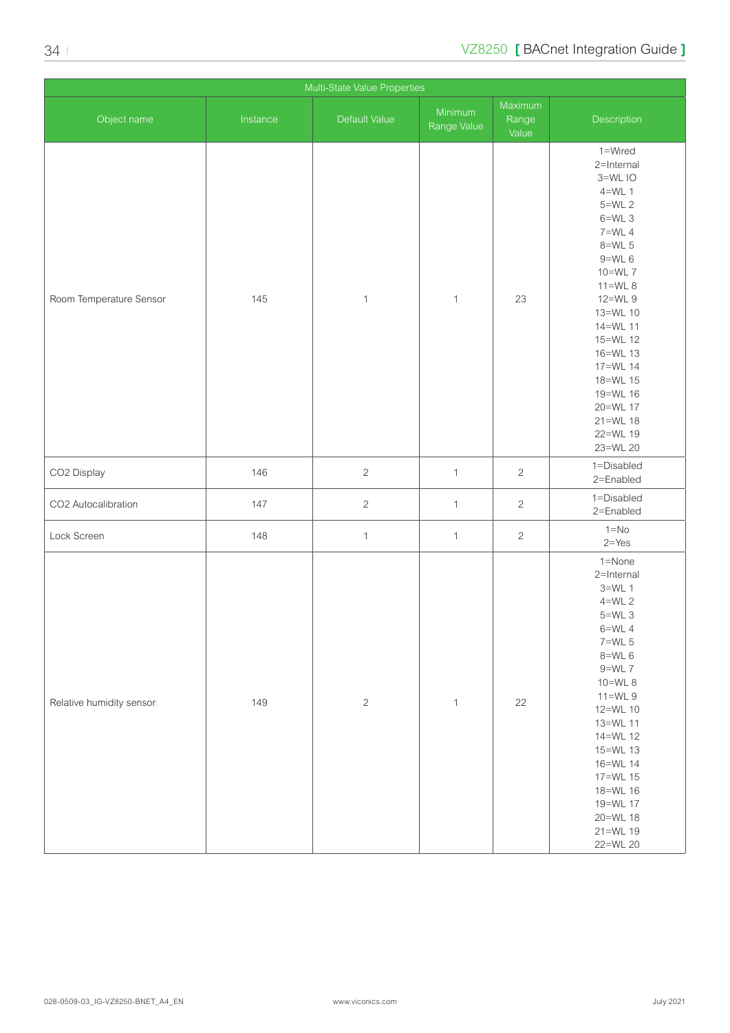| Multi-State Value Properties | | | | | |
|---|---|---|---|---|---|
| Object name | Instance | Default Value | Minimum Range Value | Maximum Range Value | Description |
| Room Temperature Sensor | 145 | 1 | 1 | 23 | 1=Wired<br>2=Internal<br>3=WL IO<br>4=WL 1<br>5=WL 2<br>6=WL 3<br>7=WL 4<br>8=WL 5<br>9=WL 6<br>10=WL 7<br>11=WL 8<br>12=WL 9<br>13=WL 10<br>14=WL 11<br>15=WL 12<br>16=WL 13<br>17=WL 14<br>18=WL 15<br>19=WL 16<br>20=WL 17<br>21=WL 18<br>22=WL 19<br>23=WL 20 |
| CO2 Display | 146 | 2 | 1 | 2 | 1=Disabled<br>2=Enabled |
| CO2 Autocalibration | 147 | 2 | 1 | 2 | 1=Disabled<br>2=Enabled |
| Lock Screen | 148 | 1 | 1 | 2 | 1=No<br>2=Yes |
| Relative humidity sensor | 149 | 2 | 1 | 22 | 1=None<br>2=Internal<br>3=WL 1<br>4=WL 2<br>5=WL 3<br>6=WL 4<br>7=WL 5<br>8=WL 6<br>9=WL 7<br>10=WL 8<br>11=WL 9<br>12=WL 10<br>13=WL 11<br>14=WL 12<br>15=WL 13<br>16=WL 14<br>17=WL 15<br>18=WL 16<br>19=WL 17<br>20=WL 18<br>21=WL 19<br>22=WL 20 |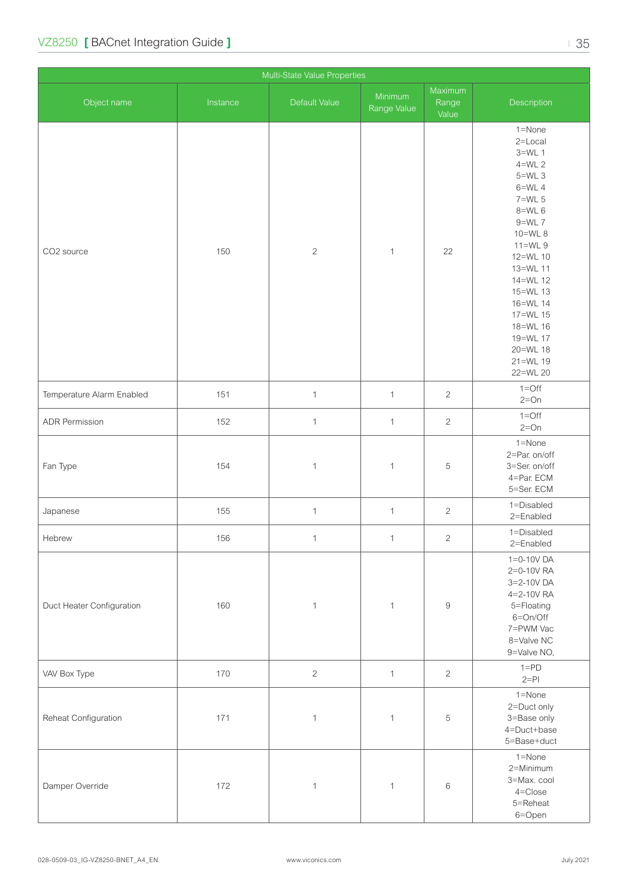| Multi-State Value Properties | | | | | |
|---|---|---|---|---|---|
| Object name | Instance | Default Value | Minimum Range Value | Maximum Range Value | Description |
| CO2 source | 150 | 2 | 1 | 22 | 1=None<br>2=Local<br>3=WL 1<br>4=WL 2<br>5=WL 3<br>6=WL 4<br>7=WL 5<br>8=WL 6<br>9=WL 7<br>10=WL 8<br>11=WL 9<br>12=WL 10<br>13=WL 11<br>14=WL 12<br>15=WL 13<br>16=WL 14<br>17=WL 15<br>18=WL 16<br>19=WL 17<br>20=WL 18<br>21=WL 19<br>22=WL 20 |
| Temperature Alarm Enabled | 151 | 1 | 1 | 2 | 1=Off<br>2=On |
| ADR Permission | 152 | 1 | 1 | 2 | 1=Off<br>2=On |
| Fan Type | 154 | 1 | 1 | 5 | 1=None<br>2=Par. on/off<br>3=Ser. on/off<br>4=Par. ECM<br>5=Ser. ECM |
| Japanese | 155 | 1 | 1 | 2 | 1=Disabled<br>2=Enabled |
| Hebrew | 156 | 1 | 1 | 2 | 1=Disabled<br>2=Enabled |
| Duct Heater Configuration | 160 | 1 | 1 | 9 | 1=0-10V DA<br>2=0-10V RA<br>3=2-10V DA<br>4=2-10V RA<br>5=Floating<br>6=On/Off<br>7=PWM Vac<br>8=Valve NC<br>9=Valve NO, |
| VAV Box Type | 170 | 2 | 1 | 2 | 1=PD<br>2=PI |
| Reheat Configuration | 171 | 1 | 1 | 5 | 1=None<br>2=Duct only<br>3=Base only<br>4=Duct+base<br>5=Base+duct |
| Damper Override | 172 | 1 | 1 | 6 | 1=None<br>2=Minimum<br>3=Max. cool<br>4=Close<br>5=Reheat<br>6=Open |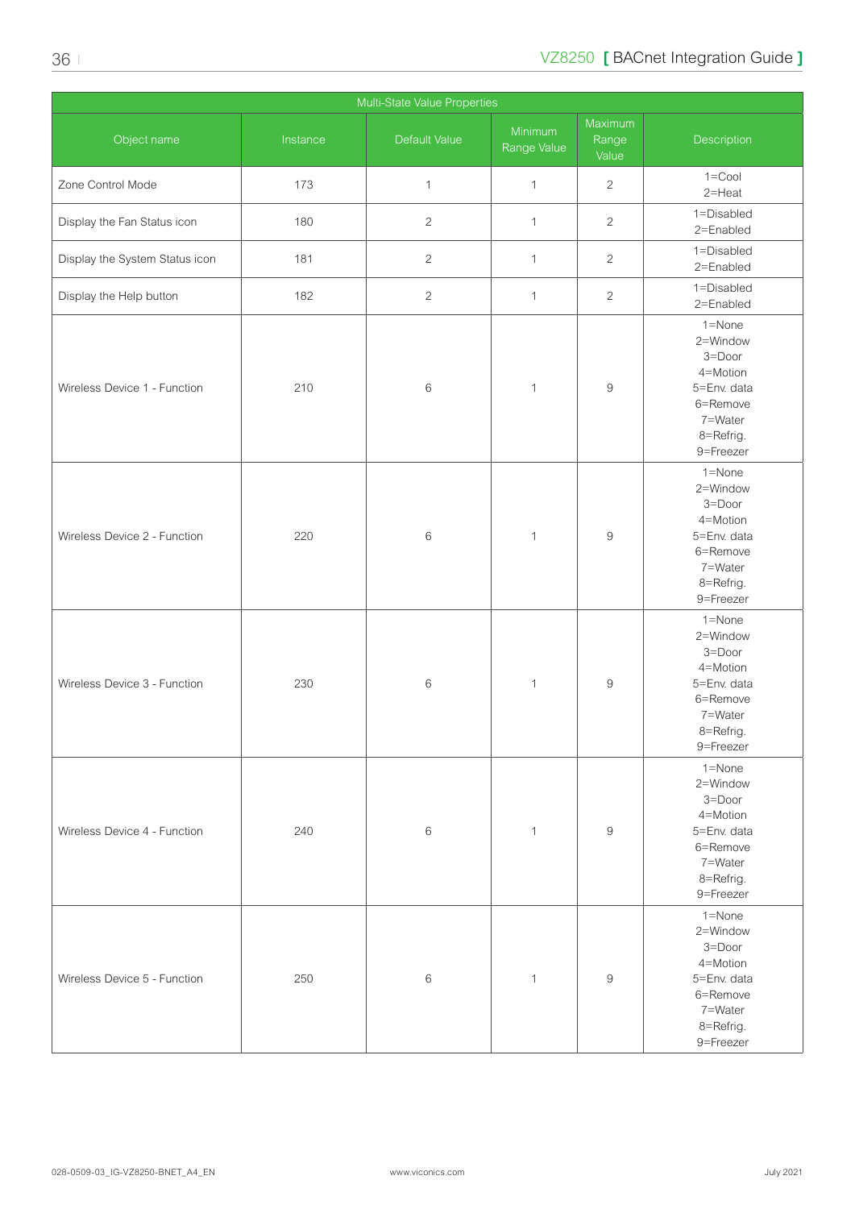| Multi-State Value Properties | | | | | |
|---|---|---|---|---|---|
| Object name | Instance | Default Value | Minimum Range Value | Maximum Range Value | Description |
| Zone Control Mode | 173 | 1 | 1 | 2 | 1=Cool<br>2=Heat |
| Display the Fan Status icon | 180 | 2 | 1 | 2 | 1=Disabled<br>2=Enabled |
| Display the System Status icon | 181 | 2 | 1 | 2 | 1=Disabled<br>2=Enabled |
| Display the Help button | 182 | 2 | 1 | 2 | 1=Disabled<br>2=Enabled |
| Wireless Device 1 - Function | 210 | 6 | 1 | 9 | 1=None<br>2=Window<br>3=Door<br>4=Motion<br>5=Env. data<br>6=Remove<br>7=Water<br>8=Refrig.<br>9=Freezer |
| Wireless Device 2 - Function | 220 | 6 | 1 | 9 | 1=None<br>2=Window<br>3=Door<br>4=Motion<br>5=Env. data<br>6=Remove<br>7=Water<br>8=Refrig.<br>9=Freezer |
| Wireless Device 3 - Function | 230 | 6 | 1 | 9 | 1=None<br>2=Window<br>3=Door<br>4=Motion<br>5=Env. data<br>6=Remove<br>7=Water<br>8=Refrig.<br>9=Freezer |
| Wireless Device 4 - Function | 240 | 6 | 1 | 9 | 1=None<br>2=Window<br>3=Door<br>4=Motion<br>5=Env. data<br>6=Remove<br>7=Water<br>8=Refrig.<br>9=Freezer |
| Wireless Device 5 - Function | 250 | 6 | 1 | 9 | 1=None<br>2=Window<br>3=Door<br>4=Motion<br>5=Env. data<br>6=Remove<br>7=Water<br>8=Refrig.<br>9=Freezer |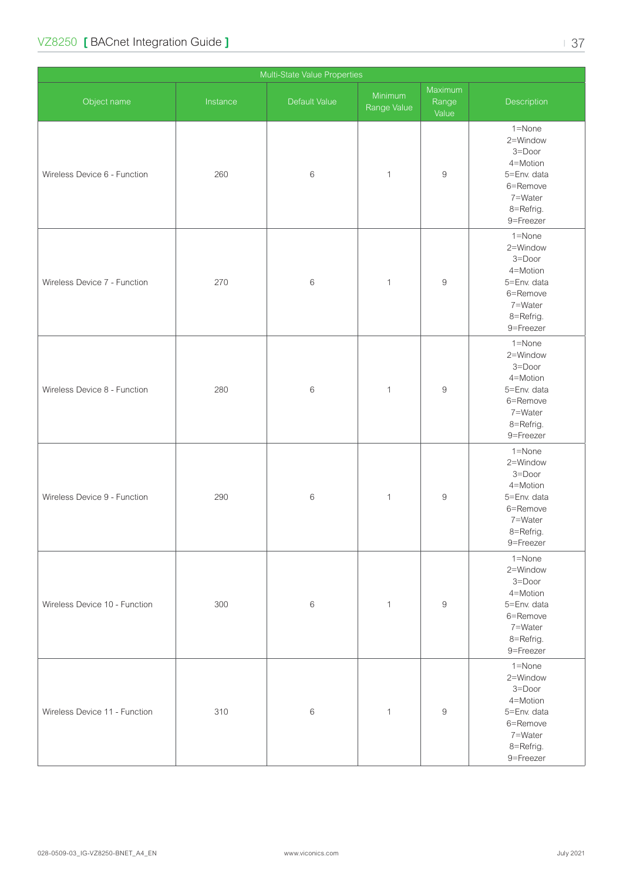| Multi-State Value Properties | | | | | |
|---|---|---|---|---|---|
| Object name | Instance | Default Value | Minimum Range Value | Maximum Range Value | Description |
| Wireless Device 6 - Function | 260 | 6 | 1 | 9 | 1=None<br>2=Window<br>3=Door<br>4=Motion<br>5=Env. data<br>6=Remove<br>7=Water<br>8=Refrig.<br>9=Freezer |
| Wireless Device 7 - Function | 270 | 6 | 1 | 9 | 1=None<br>2=Window<br>3=Door<br>4=Motion<br>5=Env. data<br>6=Remove<br>7=Water<br>8=Refrig.<br>9=Freezer |
| Wireless Device 8 - Function | 280 | 6 | 1 | 9 | 1=None<br>2=Window<br>3=Door<br>4=Motion<br>5=Env. data<br>6=Remove<br>7=Water<br>8=Refrig.<br>9=Freezer |
| Wireless Device 9 - Function | 290 | 6 | 1 | 9 | 1=None<br>2=Window<br>3=Door<br>4=Motion<br>5=Env. data<br>6=Remove<br>7=Water<br>8=Refrig.<br>9=Freezer |
| Wireless Device 10 - Function | 300 | 6 | 1 | 9 | 1=None<br>2=Window<br>3=Door<br>4=Motion<br>5=Env. data<br>6=Remove<br>7=Water<br>8=Refrig.<br>9=Freezer |
| Wireless Device 11 - Function | 310 | 6 | 1 | 9 | 1=None<br>2=Window<br>3=Door<br>4=Motion<br>5=Env. data<br>6=Remove<br>7=Water<br>8=Refrig.<br>9=Freezer |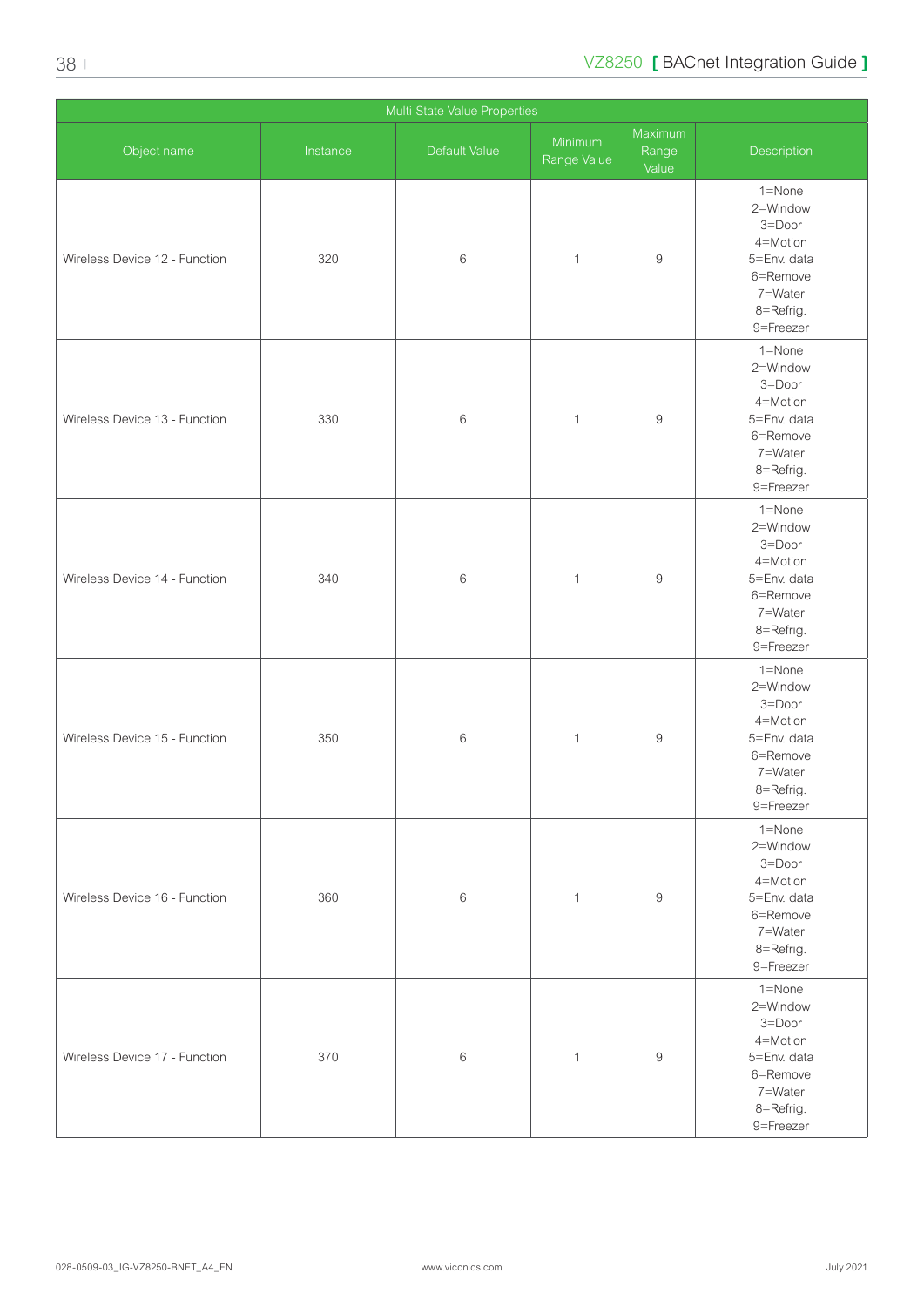| Multi-State Value Properties | | | | | |
|---|---|---|---|---|---|
| Object name | Instance | Default Value | Minimum Range Value | Maximum Range Value | Description |
| Wireless Device 12 - Function | 320 | 6 | 1 | 9 | 1=None<br>2=Window<br>3=Door<br>4=Motion<br>5=Env. data<br>6=Remove<br>7=Water<br>8=Refrig.<br>9=Freezer |
| Wireless Device 13 - Function | 330 | 6 | 1 | 9 | 1=None<br>2=Window<br>3=Door<br>4=Motion<br>5=Env. data<br>6=Remove<br>7=Water<br>8=Refrig.<br>9=Freezer |
| Wireless Device 14 - Function | 340 | 6 | 1 | 9 | 1=None<br>2=Window<br>3=Door<br>4=Motion<br>5=Env. data<br>6=Remove<br>7=Water<br>8=Refrig.<br>9=Freezer |
| Wireless Device 15 - Function | 350 | 6 | 1 | 9 | 1=None<br>2=Window<br>3=Door<br>4=Motion<br>5=Env. data<br>6=Remove<br>7=Water<br>8=Refrig.<br>9=Freezer |
| Wireless Device 16 - Function | 360 | 6 | 1 | 9 | 1=None<br>2=Window<br>3=Door<br>4=Motion<br>5=Env. data<br>6=Remove<br>7=Water<br>8=Refrig.<br>9=Freezer |
| Wireless Device 17 - Function | 370 | 6 | 1 | 9 | 1=None<br>2=Window<br>3=Door<br>4=Motion<br>5=Env. data<br>6=Remove<br>7=Water<br>8=Refrig.<br>9=Freezer |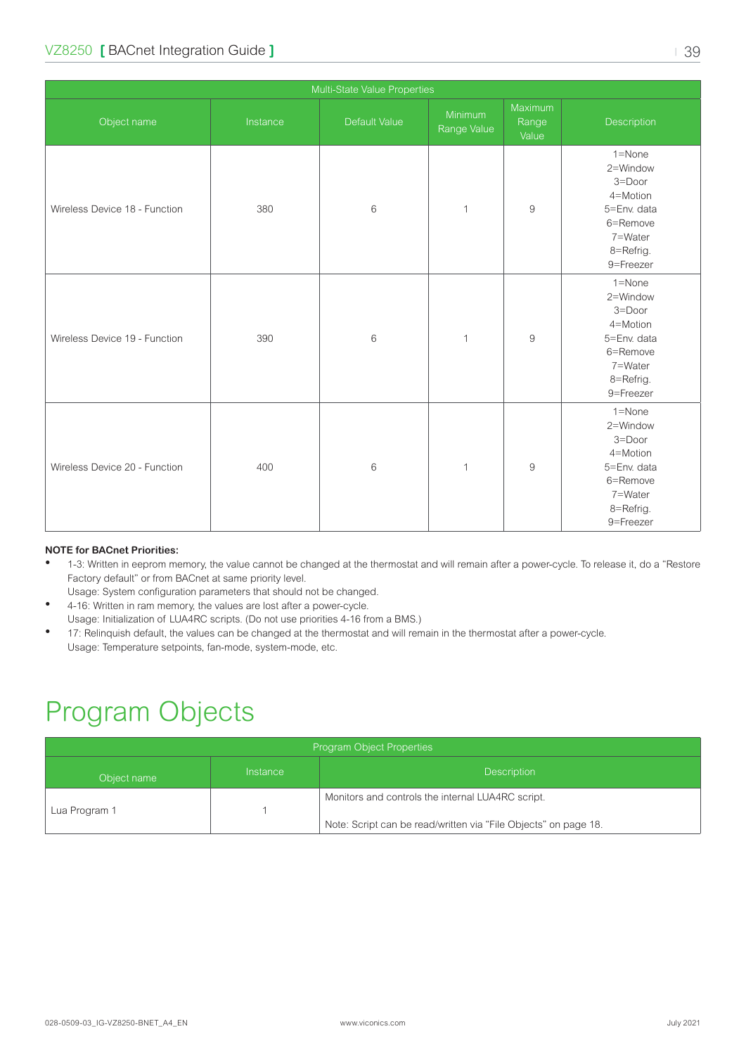| Multi-State Value Properties | | | | | |
|---|---|---|---|---|---|
| Object name | Instance | Default Value | Minimum Range Value | Maximum Range Value | Description |
| Wireless Device 18 - Function | 380 | 6 | 1 | 9 | 1=None 2=Window 3=Door 4=Motion 5=Env. data 6=Remove 7=Water 8=Refrig. 9=Freezer |
| Wireless Device 19 - Function | 390 | 6 | 1 | 9 | 1=None 2=Window 3=Door 4=Motion 5=Env. data 6=Remove 7=Water 8=Refrig. 9=Freezer |
| Wireless Device 20 - Function | 400 | 6 | 1 | 9 | 1=None 2=Window 3=Door 4=Motion 5=Env. data 6=Remove 7=Water 8=Refrig. 9=Freezer |

**NOTE for BACnet Priorities:**

- 1-3: Written in eeprom memory, the value cannot be changed at the thermostat and will remain after a power-cycle. To release it, do a "Restore Factory default" or from BACnet at same priority level.
  Usage: System configuration parameters that should not be changed.
- 4-16: Written in ram memory, the values are lost after a power-cycle.
  Usage: Initialization of LUA4RC scripts. (Do not use priorities 4-16 from a BMS.)
- 17: Relinquish default, the values can be changed at the thermostat and will remain in the thermostat after a power-cycle.
  Usage: Temperature setpoints, fan-mode, system-mode, etc.

# Program Objects

| Program Object Properties | | |
|---|---|---|
| Object name | Instance | Description |
| Lua Program 1 | 1 | Monitors and controls the internal LUA4RC script.<br><br>Note: Script can be read/written via "File Objects" on page 18. |